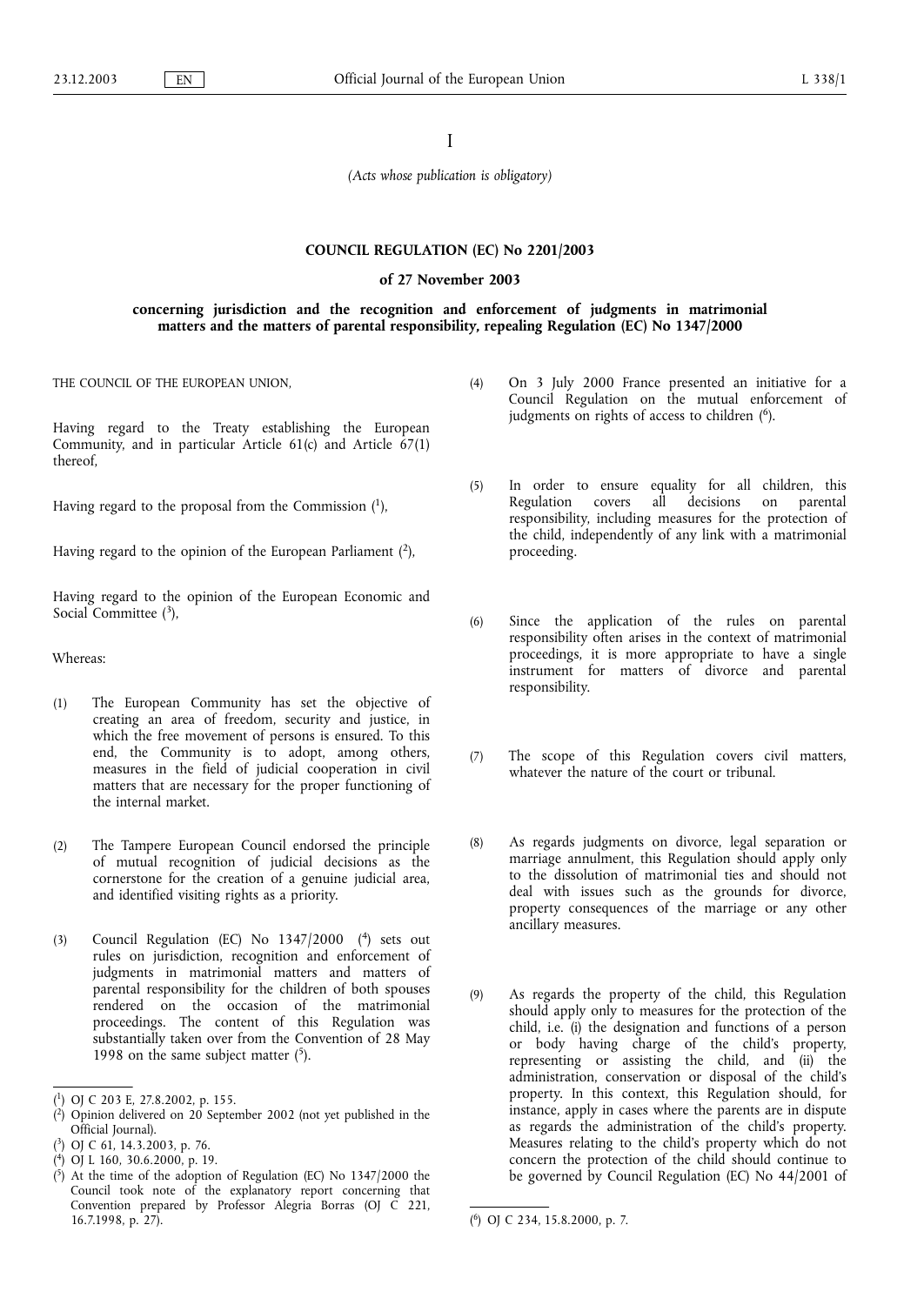I

*(Acts whose publication is obligatory)*

**COUNCIL REGULATION (EC) No 2201/2003**

**of 27 November 2003**

**concerning jurisdiction and the recognition and enforcement of judgments in matrimonial matters and the matters of parental responsibility, repealing Regulation (EC) No 1347/2000**

THE COUNCIL OF THE EUROPEAN UNION,

Having regard to the Treaty establishing the European Community, and in particular Article 61(c) and Article 67(1) thereof,

Having regard to the proposal from the Commission [1],

Having regard to the opinion of the European Parliament [2],

Having regard to the opinion of the European Economic and Social Committee [3],

Whereas:

(1) The European Community has set the objective of creating an area of freedom, security and justice, in which the free movement of persons is ensured. To this end, the Community is to adopt, among others, measures in the field of judicial cooperation in civil matters that are necessary for the proper functioning of the internal market.

(2) The Tampere European Council endorsed the principle of mutual recognition of judicial decisions as the cornerstone for the creation of a genuine judicial area, and identified visiting rights as a priority.

(3) Council Regulation (EC) No 1347/2000 [4] sets out rules on jurisdiction, recognition and enforcement of judgments in matrimonial matters and matters of parental responsibility for the children of both spouses rendered on the occasion of the matrimonial proceedings. The content of this Regulation was substantially taken over from the Convention of 28 May 1998 on the same subject matter [5].

(4) On 3 July 2000 France presented an initiative for a Council Regulation on the mutual enforcement of judgments on rights of access to children [6].

(5) In order to ensure equality for all children, this Regulation covers all decisions on parental responsibility, including measures for the protection of the child, independently of any link with a matrimonial proceeding.

(6) Since the application of the rules on parental responsibility often arises in the context of matrimonial proceedings, it is more appropriate to have a single instrument for matters of divorce and parental responsibility.

(7) The scope of this Regulation covers civil matters, whatever the nature of the court or tribunal.

(8) As regards judgments on divorce, legal separation or marriage annulment, this Regulation should apply only to the dissolution of matrimonial ties and should not deal with issues such as the grounds for divorce, property consequences of the marriage or any other ancillary measures.

(9) As regards the property of the child, this Regulation should apply only to measures for the protection of the child, i.e. (i) the designation and functions of a person or body having charge of the child's property, representing or assisting the child, and (ii) the administration, conservation or disposal of the child's property. In this context, this Regulation should, for instance, apply in cases where the parents are in dispute as regards the administration of the child's property. Measures relating to the child's property which do not concern the protection of the child should continue to be governed by Council Regulation (EC) No 44/2001 of

---

[1] OJ C 203 E, 27.8.2002, p. 155.

[2] Opinion delivered on 20 September 2002 (not yet published in the Official Journal).

[3] OJ C 61, 14.3.2003, p. 76.

[4] OJ L 160, 30.6.2000, p. 19.

[5] At the time of the adoption of Regulation (EC) No 1347/2000 the Council took note of the explanatory report concerning that Convention prepared by Professor Alegria Borras (OJ C 221, 16.7.1998, p. 27).

[6] OJ C 234, 15.8.2000, p. 7.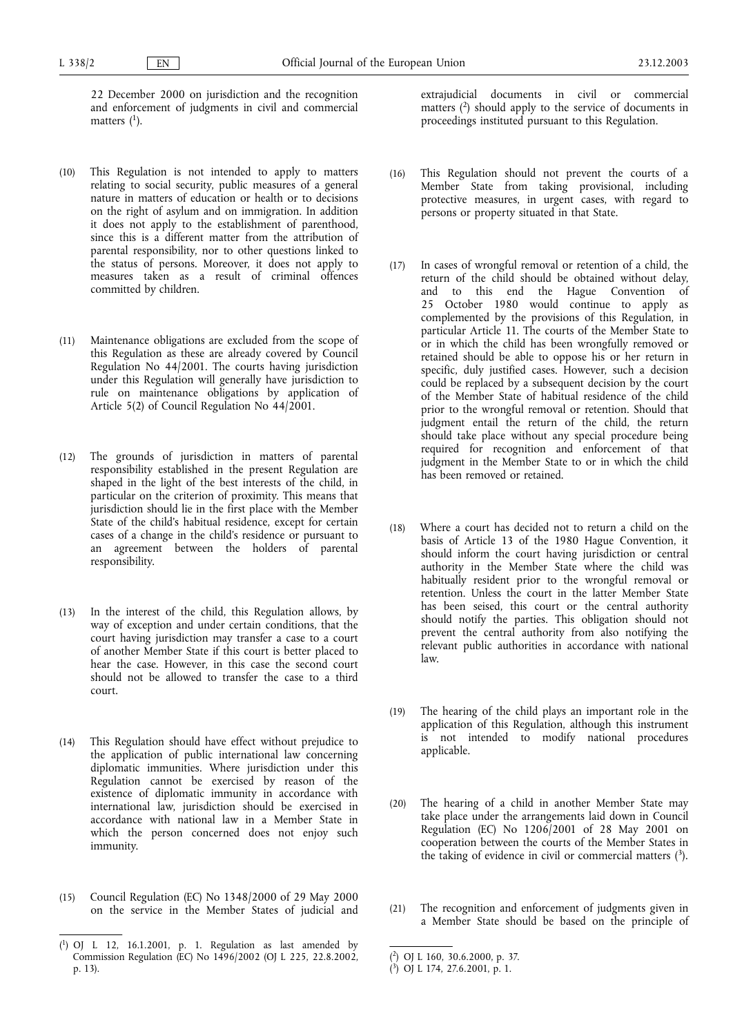22 December 2000 on jurisdiction and the recognition and enforcement of judgments in civil and commercial matters [1].

(10) This Regulation is not intended to apply to matters relating to social security, public measures of a general nature in matters of education or health or to decisions on the right of asylum and on immigration. In addition it does not apply to the establishment of parenthood, since this is a different matter from the attribution of parental responsibility, nor to other questions linked to the status of persons. Moreover, it does not apply to measures taken as a result of criminal offences committed by children.

(11) Maintenance obligations are excluded from the scope of this Regulation as these are already covered by Council Regulation No 44/2001. The courts having jurisdiction under this Regulation will generally have jurisdiction to rule on maintenance obligations by application of Article 5(2) of Council Regulation No 44/2001.

(12) The grounds of jurisdiction in matters of parental responsibility established in the present Regulation are shaped in the light of the best interests of the child, in particular on the criterion of proximity. This means that jurisdiction should lie in the first place with the Member State of the child's habitual residence, except for certain cases of a change in the child's residence or pursuant to an agreement between the holders of parental responsibility.

(13) In the interest of the child, this Regulation allows, by way of exception and under certain conditions, that the court having jurisdiction may transfer a case to a court of another Member State if this court is better placed to hear the case. However, in this case the second court should not be allowed to transfer the case to a third court.

(14) This Regulation should have effect without prejudice to the application of public international law concerning diplomatic immunities. Where jurisdiction under this Regulation cannot be exercised by reason of the existence of diplomatic immunity in accordance with international law, jurisdiction should be exercised in accordance with national law in a Member State in which the person concerned does not enjoy such immunity.

(15) Council Regulation (EC) No 1348/2000 of 29 May 2000 on the service in the Member States of judicial and extrajudicial documents in civil or commercial matters [2] should apply to the service of documents in proceedings instituted pursuant to this Regulation.

(16) This Regulation should not prevent the courts of a Member State from taking provisional, including protective measures, in urgent cases, with regard to persons or property situated in that State.

(17) In cases of wrongful removal or retention of a child, the return of the child should be obtained without delay, and to this end the Hague Convention of 25 October 1980 would continue to apply as complemented by the provisions of this Regulation, in particular Article 11. The courts of the Member State to or in which the child has been wrongfully removed or retained should be able to oppose his or her return in specific, duly justified cases. However, such a decision could be replaced by a subsequent decision by the court of the Member State of habitual residence of the child prior to the wrongful removal or retention. Should that judgment entail the return of the child, the return should take place without any special procedure being required for recognition and enforcement of that judgment in the Member State to or in which the child has been removed or retained.

(18) Where a court has decided not to return a child on the basis of Article 13 of the 1980 Hague Convention, it should inform the court having jurisdiction or central authority in the Member State where the child was habitually resident prior to the wrongful removal or retention. Unless the court in the latter Member State has been seised, this court or the central authority should notify the parties. This obligation should not prevent the central authority from also notifying the relevant public authorities in accordance with national law.

(19) The hearing of the child plays an important role in the application of this Regulation, although this instrument is not intended to modify national procedures applicable.

(20) The hearing of a child in another Member State may take place under the arrangements laid down in Council Regulation (EC) No 1206/2001 of 28 May 2001 on cooperation between the courts of the Member States in the taking of evidence in civil or commercial matters [3].

(21) The recognition and enforcement of judgments given in a Member State should be based on the principle of

---

[1] OJ L 12, 16.1.2001, p. 1. Regulation as last amended by Commission Regulation (EC) No 1496/2002 (OJ L 225, 22.8.2002, p. 13).

[2] OJ L 160, 30.6.2000, p. 37.

[3] OJ L 174, 27.6.2001, p. 1.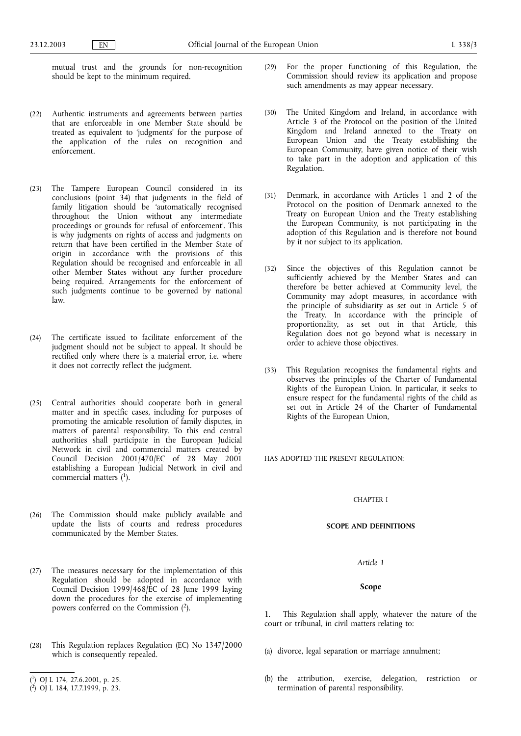mutual trust and the grounds for non-recognition should be kept to the minimum required.

(22) Authentic instruments and agreements between parties that are enforceable in one Member State should be treated as equivalent to 'judgments' for the purpose of the application of the rules on recognition and enforcement.

(23) The Tampere European Council considered in its conclusions (point 34) that judgments in the field of family litigation should be 'automatically recognised throughout the Union without any intermediate proceedings or grounds for refusal of enforcement'. This is why judgments on rights of access and judgments on return that have been certified in the Member State of origin in accordance with the provisions of this Regulation should be recognised and enforceable in all other Member States without any further procedure being required. Arrangements for the enforcement of such judgments continue to be governed by national law.

(24) The certificate issued to facilitate enforcement of the judgment should not be subject to appeal. It should be rectified only where there is a material error, i.e. where it does not correctly reflect the judgment.

(25) Central authorities should cooperate both in general matter and in specific cases, including for purposes of promoting the amicable resolution of family disputes, in matters of parental responsibility. To this end central authorities shall participate in the European Judicial Network in civil and commercial matters created by Council Decision 2001/470/EC of 28 May 2001 establishing a European Judicial Network in civil and commercial matters ([1]).

(26) The Commission should make publicly available and update the lists of courts and redress procedures communicated by the Member States.

(27) The measures necessary for the implementation of this Regulation should be adopted in accordance with Council Decision 1999/468/EC of 28 June 1999 laying down the procedures for the exercise of implementing powers conferred on the Commission ([2]).

(28) This Regulation replaces Regulation (EC) No 1347/2000 which is consequently repealed.

(29) For the proper functioning of this Regulation, the Commission should review its application and propose such amendments as may appear necessary.

(30) The United Kingdom and Ireland, in accordance with Article 3 of the Protocol on the position of the United Kingdom and Ireland annexed to the Treaty on European Union and the Treaty establishing the European Community, have given notice of their wish to take part in the adoption and application of this Regulation.

(31) Denmark, in accordance with Articles 1 and 2 of the Protocol on the position of Denmark annexed to the Treaty on European Union and the Treaty establishing the European Community, is not participating in the adoption of this Regulation and is therefore not bound by it nor subject to its application.

(32) Since the objectives of this Regulation cannot be sufficiently achieved by the Member States and can therefore be better achieved at Community level, the Community may adopt measures, in accordance with the principle of subsidiarity as set out in Article 5 of the Treaty. In accordance with the principle of proportionality, as set out in that Article, this Regulation does not go beyond what is necessary in order to achieve those objectives.

(33) This Regulation recognises the fundamental rights and observes the principles of the Charter of Fundamental Rights of the European Union. In particular, it seeks to ensure respect for the fundamental rights of the child as set out in Article 24 of the Charter of Fundamental Rights of the European Union,

HAS ADOPTED THE PRESENT REGULATION:

CHAPTER I

## SCOPE AND DEFINITIONS

*Article 1*

### Scope

1. This Regulation shall apply, whatever the nature of the court or tribunal, in civil matters relating to:

(a) divorce, legal separation or marriage annulment;

(b) the attribution, exercise, delegation, restriction or termination of parental responsibility.

---

([1]) OJ L 174, 27.6.2001, p. 25.

([2]) OJ L 184, 17.7.1999, p. 23.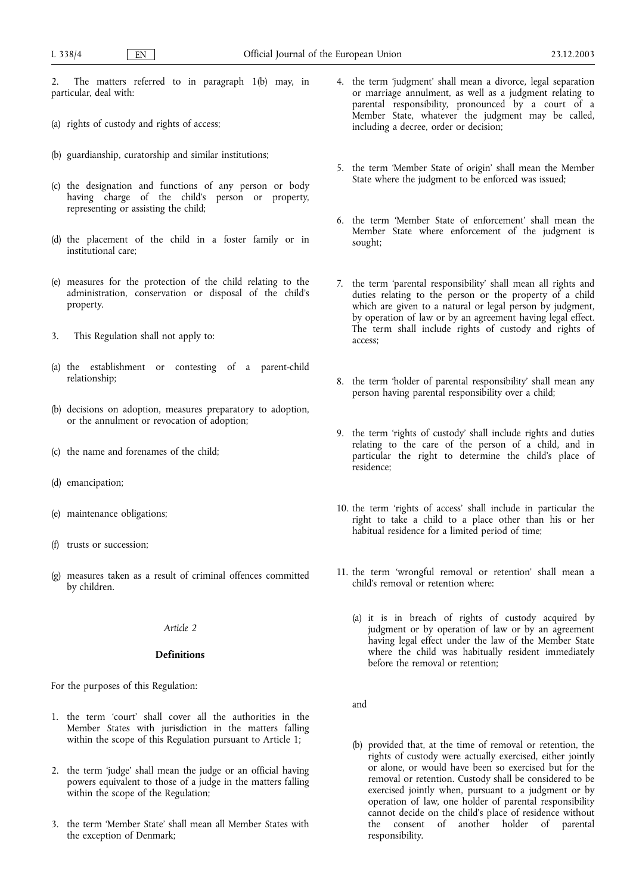2. The matters referred to in paragraph 1(b) may, in particular, deal with:

(a) rights of custody and rights of access;

(b) guardianship, curatorship and similar institutions;

(c) the designation and functions of any person or body having charge of the child's person or property, representing or assisting the child;

(d) the placement of the child in a foster family or in institutional care;

(e) measures for the protection of the child relating to the administration, conservation or disposal of the child's property.

3. This Regulation shall not apply to:

(a) the establishment or contesting of a parent-child relationship;

(b) decisions on adoption, measures preparatory to adoption, or the annulment or revocation of adoption;

(c) the name and forenames of the child;

(d) emancipation;

(e) maintenance obligations;

(f) trusts or succession;

(g) measures taken as a result of criminal offences committed by children.

*Article 2*

**Definitions**

For the purposes of this Regulation:

1. the term 'court' shall cover all the authorities in the Member States with jurisdiction in the matters falling within the scope of this Regulation pursuant to Article 1;

2. the term 'judge' shall mean the judge or an official having powers equivalent to those of a judge in the matters falling within the scope of the Regulation;

3. the term 'Member State' shall mean all Member States with the exception of Denmark;

4. the term 'judgment' shall mean a divorce, legal separation or marriage annulment, as well as a judgment relating to parental responsibility, pronounced by a court of a Member State, whatever the judgment may be called, including a decree, order or decision;

5. the term 'Member State of origin' shall mean the Member State where the judgment to be enforced was issued;

6. the term 'Member State of enforcement' shall mean the Member State where enforcement of the judgment is sought;

7. the term 'parental responsibility' shall mean all rights and duties relating to the person or the property of a child which are given to a natural or legal person by judgment, by operation of law or by an agreement having legal effect. The term shall include rights of custody and rights of access;

8. the term 'holder of parental responsibility' shall mean any person having parental responsibility over a child;

9. the term 'rights of custody' shall include rights and duties relating to the care of the person of a child, and in particular the right to determine the child's place of residence;

10. the term 'rights of access' shall include in particular the right to take a child to a place other than his or her habitual residence for a limited period of time;

11. the term 'wrongful removal or retention' shall mean a child's removal or retention where:

   (a) it is in breach of rights of custody acquired by judgment or by operation of law or by an agreement having legal effect under the law of the Member State where the child was habitually resident immediately before the removal or retention;

   and

   (b) provided that, at the time of removal or retention, the rights of custody were actually exercised, either jointly or alone, or would have been so exercised but for the removal or retention. Custody shall be considered to be exercised jointly when, pursuant to a judgment or by operation of law, one holder of parental responsibility cannot decide on the child's place of residence without the consent of another holder of parental responsibility.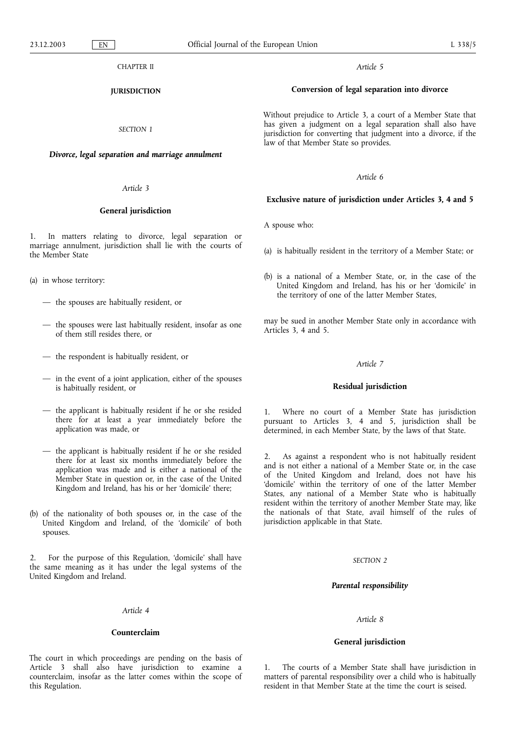CHAPTER II

## JURISDICTION

SECTION 1

### *Divorce, legal separation and marriage annulment*

*Article 3*

**General jurisdiction**

1. In matters relating to divorce, legal separation or marriage annulment, jurisdiction shall lie with the courts of the Member State

(a) in whose territory:

— the spouses are habitually resident, or

— the spouses were last habitually resident, insofar as one of them still resides there, or

— the respondent is habitually resident, or

— in the event of a joint application, either of the spouses is habitually resident, or

— the applicant is habitually resident if he or she resided there for at least a year immediately before the application was made, or

— the applicant is habitually resident if he or she resided there for at least six months immediately before the application was made and is either a national of the Member State in question or, in the case of the United Kingdom and Ireland, has his or her 'domicile' there;

(b) of the nationality of both spouses or, in the case of the United Kingdom and Ireland, of the 'domicile' of both spouses.

2. For the purpose of this Regulation, 'domicile' shall have the same meaning as it has under the legal systems of the United Kingdom and Ireland.

*Article 4*

**Counterclaim**

The court in which proceedings are pending on the basis of Article 3 shall also have jurisdiction to examine a counterclaim, insofar as the latter comes within the scope of this Regulation.

*Article 5*

**Conversion of legal separation into divorce**

Without prejudice to Article 3, a court of a Member State that has given a judgment on a legal separation shall also have jurisdiction for converting that judgment into a divorce, if the law of that Member State so provides.

*Article 6*

**Exclusive nature of jurisdiction under Articles 3, 4 and 5**

A spouse who:

(a) is habitually resident in the territory of a Member State; or

(b) is a national of a Member State, or, in the case of the United Kingdom and Ireland, has his or her 'domicile' in the territory of one of the latter Member States,

may be sued in another Member State only in accordance with Articles 3, 4 and 5.

*Article 7*

**Residual jurisdiction**

1. Where no court of a Member State has jurisdiction pursuant to Articles 3, 4 and 5, jurisdiction shall be determined, in each Member State, by the laws of that State.

2. As against a respondent who is not habitually resident and is not either a national of a Member State or, in the case of the United Kingdom and Ireland, does not have his 'domicile' within the territory of one of the latter Member States, any national of a Member State who is habitually resident within the territory of another Member State may, like the nationals of that State, avail himself of the rules of jurisdiction applicable in that State.

SECTION 2

### *Parental responsibility*

*Article 8*

**General jurisdiction**

1. The courts of a Member State shall have jurisdiction in matters of parental responsibility over a child who is habitually resident in that Member State at the time the court is seised.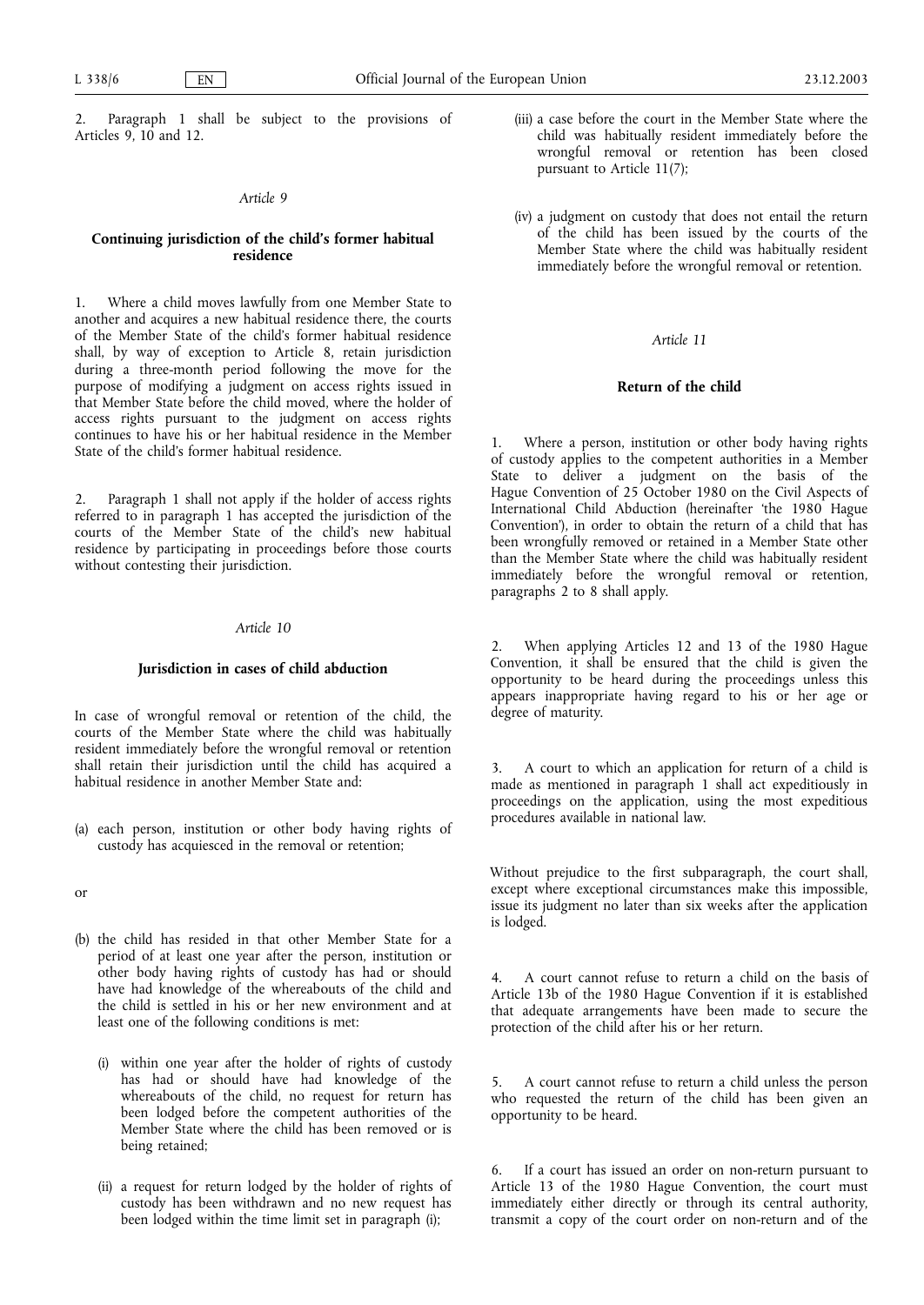2. Paragraph 1 shall be subject to the provisions of Articles 9, 10 and 12.

*Article 9*

**Continuing jurisdiction of the child's former habitual residence**

1. Where a child moves lawfully from one Member State to another and acquires a new habitual residence there, the courts of the Member State of the child's former habitual residence shall, by way of exception to Article 8, retain jurisdiction during a three-month period following the move for the purpose of modifying a judgment on access rights issued in that Member State before the child moved, where the holder of access rights pursuant to the judgment on access rights continues to have his or her habitual residence in the Member State of the child's former habitual residence.

2. Paragraph 1 shall not apply if the holder of access rights referred to in paragraph 1 has accepted the jurisdiction of the courts of the Member State of the child's new habitual residence by participating in proceedings before those courts without contesting their jurisdiction.

*Article 10*

**Jurisdiction in cases of child abduction**

In case of wrongful removal or retention of the child, the courts of the Member State where the child was habitually resident immediately before the wrongful removal or retention shall retain their jurisdiction until the child has acquired a habitual residence in another Member State and:

(a) each person, institution or other body having rights of custody has acquiesced in the removal or retention;

or

(b) the child has resided in that other Member State for a period of at least one year after the person, institution or other body having rights of custody has had or should have had knowledge of the whereabouts of the child and the child is settled in his or her new environment and at least one of the following conditions is met:

(i) within one year after the holder of rights of custody has had or should have had knowledge of the whereabouts of the child, no request for return has been lodged before the competent authorities of the Member State where the child has been removed or is being retained;

(ii) a request for return lodged by the holder of rights of custody has been withdrawn and no new request has been lodged within the time limit set in paragraph (i);

(iii) a case before the court in the Member State where the child was habitually resident immediately before the wrongful removal or retention has been closed pursuant to Article 11(7);

(iv) a judgment on custody that does not entail the return of the child has been issued by the courts of the Member State where the child was habitually resident immediately before the wrongful removal or retention.

*Article 11*

**Return of the child**

1. Where a person, institution or other body having rights of custody applies to the competent authorities in a Member State to deliver a judgment on the basis of the Hague Convention of 25 October 1980 on the Civil Aspects of International Child Abduction (hereinafter 'the 1980 Hague Convention'), in order to obtain the return of a child that has been wrongfully removed or retained in a Member State other than the Member State where the child was habitually resident immediately before the wrongful removal or retention, paragraphs 2 to 8 shall apply.

2. When applying Articles 12 and 13 of the 1980 Hague Convention, it shall be ensured that the child is given the opportunity to be heard during the proceedings unless this appears inappropriate having regard to his or her age or degree of maturity.

3. A court to which an application for return of a child is made as mentioned in paragraph 1 shall act expeditiously in proceedings on the application, using the most expeditious procedures available in national law.

Without prejudice to the first subparagraph, the court shall, except where exceptional circumstances make this impossible, issue its judgment no later than six weeks after the application is lodged.

4. A court cannot refuse to return a child on the basis of Article 13b of the 1980 Hague Convention if it is established that adequate arrangements have been made to secure the protection of the child after his or her return.

5. A court cannot refuse to return a child unless the person who requested the return of the child has been given an opportunity to be heard.

6. If a court has issued an order on non-return pursuant to Article 13 of the 1980 Hague Convention, the court must immediately either directly or through its central authority, transmit a copy of the court order on non-return and of the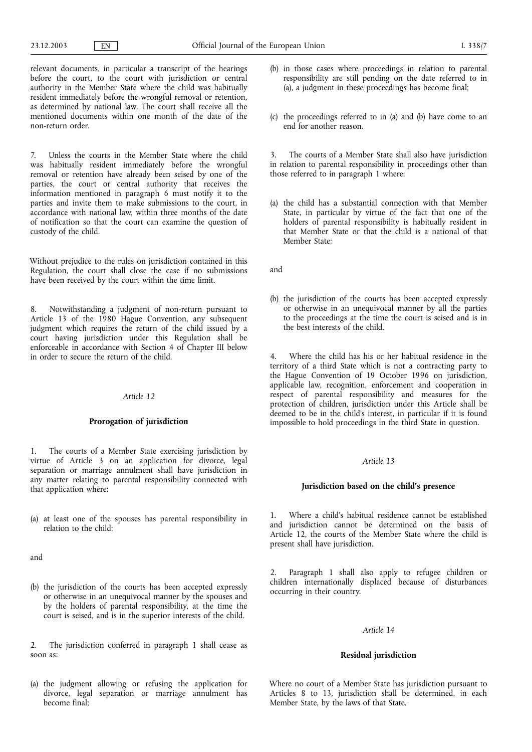relevant documents, in particular a transcript of the hearings before the court, to the court with jurisdiction or central authority in the Member State where the child was habitually resident immediately before the wrongful removal or retention, as determined by national law. The court shall receive all the mentioned documents within one month of the date of the non-return order.

7. Unless the courts in the Member State where the child was habitually resident immediately before the wrongful removal or retention have already been seised by one of the parties, the court or central authority that receives the information mentioned in paragraph 6 must notify it to the parties and invite them to make submissions to the court, in accordance with national law, within three months of the date of notification so that the court can examine the question of custody of the child.

Without prejudice to the rules on jurisdiction contained in this Regulation, the court shall close the case if no submissions have been received by the court within the time limit.

8. Notwithstanding a judgment of non-return pursuant to Article 13 of the 1980 Hague Convention, any subsequent judgment which requires the return of the child issued by a court having jurisdiction under this Regulation shall be enforceable in accordance with Section 4 of Chapter III below in order to secure the return of the child.

*Article 12*

**Prorogation of jurisdiction**

1. The courts of a Member State exercising jurisdiction by virtue of Article 3 on an application for divorce, legal separation or marriage annulment shall have jurisdiction in any matter relating to parental responsibility connected with that application where:

(a) at least one of the spouses has parental responsibility in relation to the child;

and

(b) the jurisdiction of the courts has been accepted expressly or otherwise in an unequivocal manner by the spouses and by the holders of parental responsibility, at the time the court is seised, and is in the superior interests of the child.

2. The jurisdiction conferred in paragraph 1 shall cease as soon as:

(a) the judgment allowing or refusing the application for divorce, legal separation or marriage annulment has become final;

(b) in those cases where proceedings in relation to parental responsibility are still pending on the date referred to in (a), a judgment in these proceedings has become final;

(c) the proceedings referred to in (a) and (b) have come to an end for another reason.

3. The courts of a Member State shall also have jurisdiction in relation to parental responsibility in proceedings other than those referred to in paragraph 1 where:

(a) the child has a substantial connection with that Member State, in particular by virtue of the fact that one of the holders of parental responsibility is habitually resident in that Member State or that the child is a national of that Member State;

and

(b) the jurisdiction of the courts has been accepted expressly or otherwise in an unequivocal manner by all the parties to the proceedings at the time the court is seised and is in the best interests of the child.

4. Where the child has his or her habitual residence in the territory of a third State which is not a contracting party to the Hague Convention of 19 October 1996 on jurisdiction, applicable law, recognition, enforcement and cooperation in respect of parental responsibility and measures for the protection of children, jurisdiction under this Article shall be deemed to be in the child's interest, in particular if it is found impossible to hold proceedings in the third State in question.

*Article 13*

**Jurisdiction based on the child's presence**

1. Where a child's habitual residence cannot be established and jurisdiction cannot be determined on the basis of Article 12, the courts of the Member State where the child is present shall have jurisdiction.

2. Paragraph 1 shall also apply to refugee children or children internationally displaced because of disturbances occurring in their country.

*Article 14*

**Residual jurisdiction**

Where no court of a Member State has jurisdiction pursuant to Articles 8 to 13, jurisdiction shall be determined, in each Member State, by the laws of that State.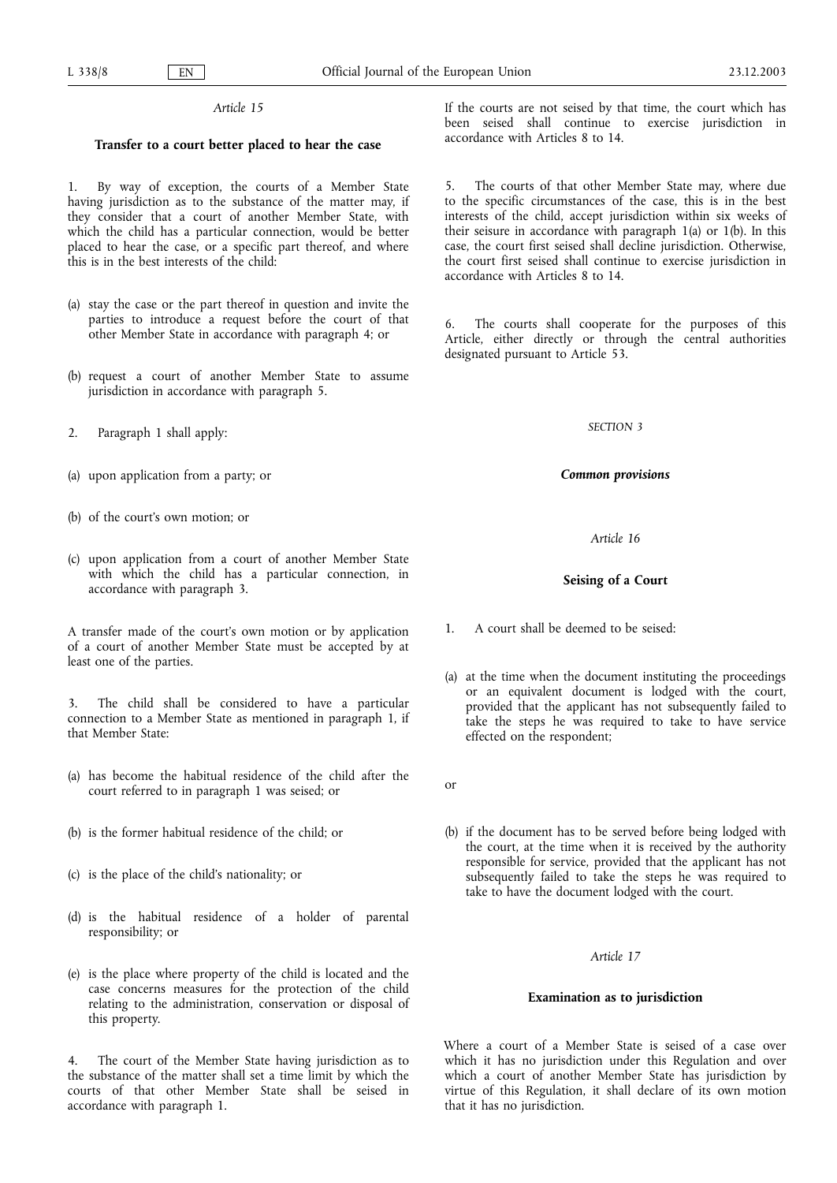*Article 15*

**Transfer to a court better placed to hear the case**

1. By way of exception, the courts of a Member State having jurisdiction as to the substance of the matter may, if they consider that a court of another Member State, with which the child has a particular connection, would be better placed to hear the case, or a specific part thereof, and where this is in the best interests of the child:

(a) stay the case or the part thereof in question and invite the parties to introduce a request before the court of that other Member State in accordance with paragraph 4; or

(b) request a court of another Member State to assume jurisdiction in accordance with paragraph 5.

2. Paragraph 1 shall apply:

(a) upon application from a party; or

(b) of the court's own motion; or

(c) upon application from a court of another Member State with which the child has a particular connection, in accordance with paragraph 3.

A transfer made of the court's own motion or by application of a court of another Member State must be accepted by at least one of the parties.

3. The child shall be considered to have a particular connection to a Member State as mentioned in paragraph 1, if that Member State:

(a) has become the habitual residence of the child after the court referred to in paragraph 1 was seised; or

(b) is the former habitual residence of the child; or

(c) is the place of the child's nationality; or

(d) is the habitual residence of a holder of parental responsibility; or

(e) is the place where property of the child is located and the case concerns measures for the protection of the child relating to the administration, conservation or disposal of this property.

4. The court of the Member State having jurisdiction as to the substance of the matter shall set a time limit by which the courts of that other Member State shall be seised in accordance with paragraph 1.

If the courts are not seised by that time, the court which has been seised shall continue to exercise jurisdiction in accordance with Articles 8 to 14.

5. The courts of that other Member State may, where due to the specific circumstances of the case, this is in the best interests of the child, accept jurisdiction within six weeks of their seisure in accordance with paragraph 1(a) or 1(b). In this case, the court first seised shall decline jurisdiction. Otherwise, the court first seised shall continue to exercise jurisdiction in accordance with Articles 8 to 14.

6. The courts shall cooperate for the purposes of this Article, either directly or through the central authorities designated pursuant to Article 53.

*SECTION 3*

***Common provisions***

*Article 16*

**Seising of a Court**

1. A court shall be deemed to be seised:

(a) at the time when the document instituting the proceedings or an equivalent document is lodged with the court, provided that the applicant has not subsequently failed to take the steps he was required to take to have service effected on the respondent;

or

(b) if the document has to be served before being lodged with the court, at the time when it is received by the authority responsible for service, provided that the applicant has not subsequently failed to take the steps he was required to take to have the document lodged with the court.

*Article 17*

**Examination as to jurisdiction**

Where a court of a Member State is seised of a case over which it has no jurisdiction under this Regulation and over which a court of another Member State has jurisdiction by virtue of this Regulation, it shall declare of its own motion that it has no jurisdiction.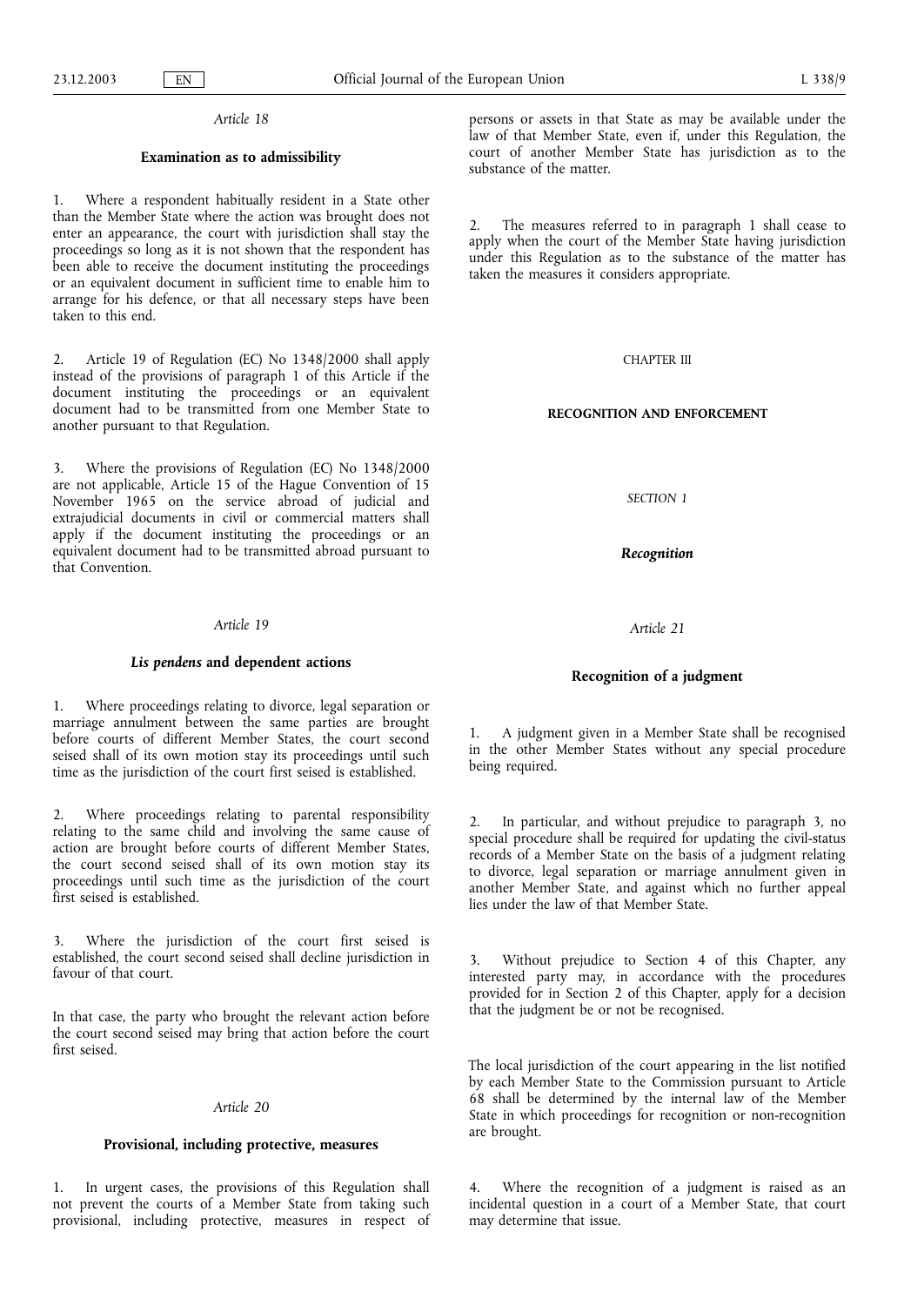*Article 18*

**Examination as to admissibility**

1. Where a respondent habitually resident in a State other than the Member State where the action was brought does not enter an appearance, the court with jurisdiction shall stay the proceedings so long as it is not shown that the respondent has been able to receive the document instituting the proceedings or an equivalent document in sufficient time to enable him to arrange for his defence, or that all necessary steps have been taken to this end.

2. Article 19 of Regulation (EC) No 1348/2000 shall apply instead of the provisions of paragraph 1 of this Article if the document instituting the proceedings or an equivalent document had to be transmitted from one Member State to another pursuant to that Regulation.

3. Where the provisions of Regulation (EC) No 1348/2000 are not applicable, Article 15 of the Hague Convention of 15 November 1965 on the service abroad of judicial and extrajudicial documents in civil or commercial matters shall apply if the document instituting the proceedings or an equivalent document had to be transmitted abroad pursuant to that Convention.

*Article 19*

***Lis pendens* and dependent actions**

1. Where proceedings relating to divorce, legal separation or marriage annulment between the same parties are brought before courts of different Member States, the court second seised shall of its own motion stay its proceedings until such time as the jurisdiction of the court first seised is established.

2. Where proceedings relating to parental responsibility relating to the same child and involving the same cause of action are brought before courts of different Member States, the court second seised shall of its own motion stay its proceedings until such time as the jurisdiction of the court first seised is established.

3. Where the jurisdiction of the court first seised is established, the court second seised shall decline jurisdiction in favour of that court.

In that case, the party who brought the relevant action before the court second seised may bring that action before the court first seised.

*Article 20*

**Provisional, including protective, measures**

1. In urgent cases, the provisions of this Regulation shall not prevent the courts of a Member State from taking such provisional, including protective, measures in respect of persons or assets in that State as may be available under the law of that Member State, even if, under this Regulation, the court of another Member State has jurisdiction as to the substance of the matter.

2. The measures referred to in paragraph 1 shall cease to apply when the court of the Member State having jurisdiction under this Regulation as to the substance of the matter has taken the measures it considers appropriate.

CHAPTER III

**RECOGNITION AND ENFORCEMENT**

*SECTION 1*

***Recognition***

*Article 21*

**Recognition of a judgment**

1. A judgment given in a Member State shall be recognised in the other Member States without any special procedure being required.

2. In particular, and without prejudice to paragraph 3, no special procedure shall be required for updating the civil-status records of a Member State on the basis of a judgment relating to divorce, legal separation or marriage annulment given in another Member State, and against which no further appeal lies under the law of that Member State.

3. Without prejudice to Section 4 of this Chapter, any interested party may, in accordance with the procedures provided for in Section 2 of this Chapter, apply for a decision that the judgment be or not be recognised.

The local jurisdiction of the court appearing in the list notified by each Member State to the Commission pursuant to Article 68 shall be determined by the internal law of the Member State in which proceedings for recognition or non-recognition are brought.

4. Where the recognition of a judgment is raised as an incidental question in a court of a Member State, that court may determine that issue.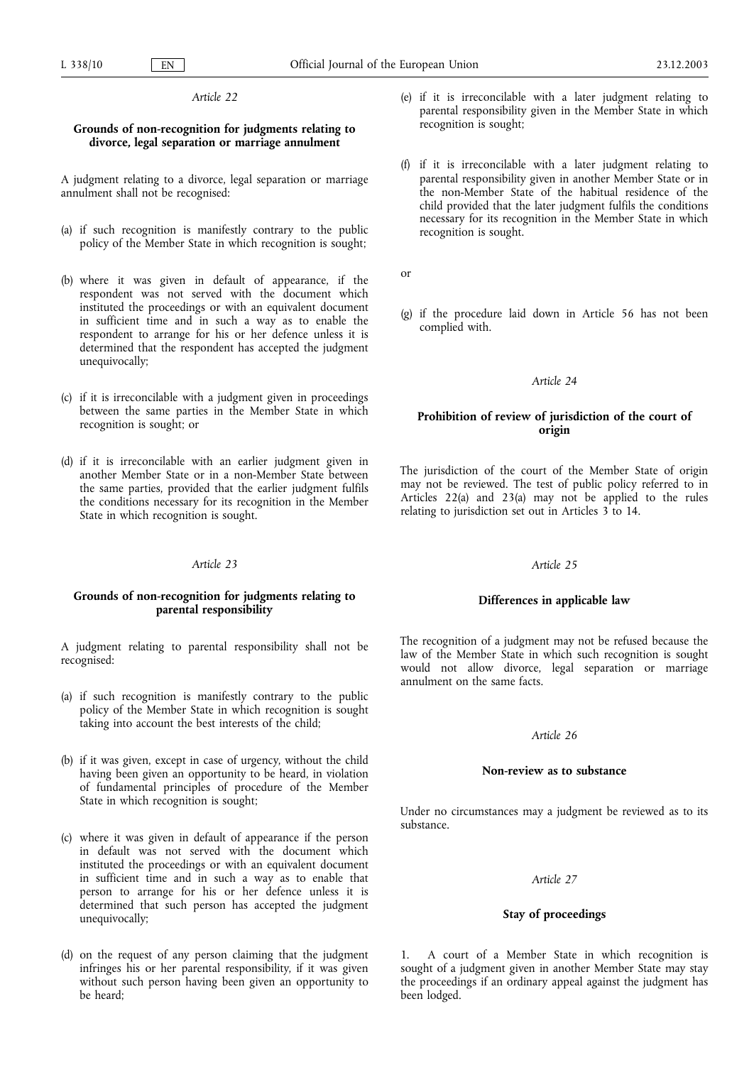*Article 22*

**Grounds of non-recognition for judgments relating to divorce, legal separation or marriage annulment**

A judgment relating to a divorce, legal separation or marriage annulment shall not be recognised:

(a) if such recognition is manifestly contrary to the public policy of the Member State in which recognition is sought;

(b) where it was given in default of appearance, if the respondent was not served with the document which instituted the proceedings or with an equivalent document in sufficient time and in such a way as to enable the respondent to arrange for his or her defence unless it is determined that the respondent has accepted the judgment unequivocally;

(c) if it is irreconcilable with a judgment given in proceedings between the same parties in the Member State in which recognition is sought; or

(d) if it is irreconcilable with an earlier judgment given in another Member State or in a non-Member State between the same parties, provided that the earlier judgment fulfils the conditions necessary for its recognition in the Member State in which recognition is sought.

*Article 23*

**Grounds of non-recognition for judgments relating to parental responsibility**

A judgment relating to parental responsibility shall not be recognised:

(a) if such recognition is manifestly contrary to the public policy of the Member State in which recognition is sought taking into account the best interests of the child;

(b) if it was given, except in case of urgency, without the child having been given an opportunity to be heard, in violation of fundamental principles of procedure of the Member State in which recognition is sought;

(c) where it was given in default of appearance if the person in default was not served with the document which instituted the proceedings or with an equivalent document in sufficient time and in such a way as to enable that person to arrange for his or her defence unless it is determined that such person has accepted the judgment unequivocally;

(d) on the request of any person claiming that the judgment infringes his or her parental responsibility, if it was given without such person having been given an opportunity to be heard;

(e) if it is irreconcilable with a later judgment relating to parental responsibility given in the Member State in which recognition is sought;

(f) if it is irreconcilable with a later judgment relating to parental responsibility given in another Member State or in the non-Member State of the habitual residence of the child provided that the later judgment fulfils the conditions necessary for its recognition in the Member State in which recognition is sought.

or

(g) if the procedure laid down in Article 56 has not been complied with.

*Article 24*

**Prohibition of review of jurisdiction of the court of origin**

The jurisdiction of the court of the Member State of origin may not be reviewed. The test of public policy referred to in Articles 22(a) and 23(a) may not be applied to the rules relating to jurisdiction set out in Articles 3 to 14.

*Article 25*

**Differences in applicable law**

The recognition of a judgment may not be refused because the law of the Member State in which such recognition is sought would not allow divorce, legal separation or marriage annulment on the same facts.

*Article 26*

**Non-review as to substance**

Under no circumstances may a judgment be reviewed as to its substance.

*Article 27*

**Stay of proceedings**

1. A court of a Member State in which recognition is sought of a judgment given in another Member State may stay the proceedings if an ordinary appeal against the judgment has been lodged.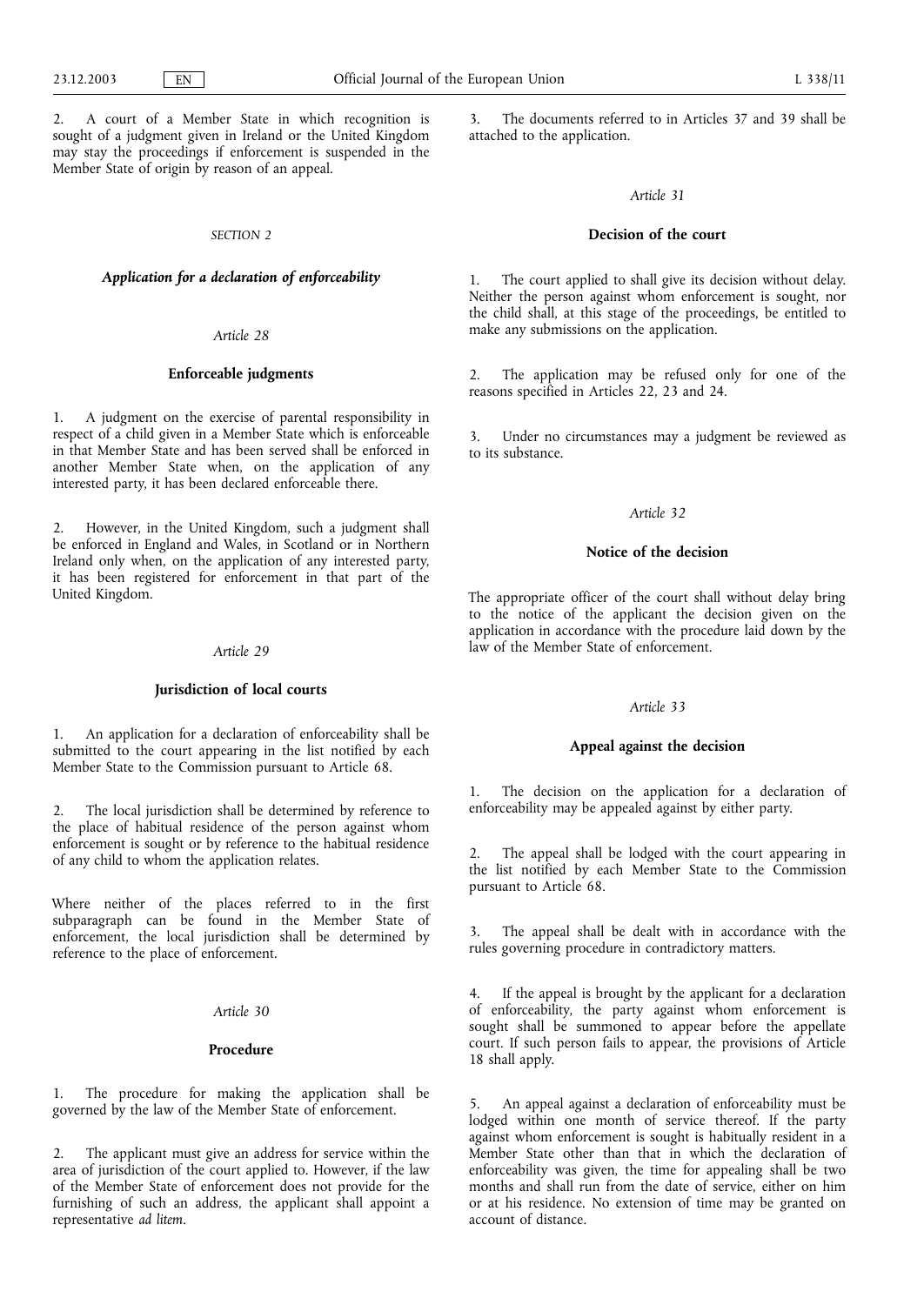2. A court of a Member State in which recognition is sought of a judgment given in Ireland or the United Kingdom may stay the proceedings if enforcement is suspended in the Member State of origin by reason of an appeal.

*SECTION 2*

***Application for a declaration of enforceability***

*Article 28*

**Enforceable judgments**

1. A judgment on the exercise of parental responsibility in respect of a child given in a Member State which is enforceable in that Member State and has been served shall be enforced in another Member State when, on the application of any interested party, it has been declared enforceable there.

2. However, in the United Kingdom, such a judgment shall be enforced in England and Wales, in Scotland or in Northern Ireland only when, on the application of any interested party, it has been registered for enforcement in that part of the United Kingdom.

*Article 29*

**Jurisdiction of local courts**

1. An application for a declaration of enforceability shall be submitted to the court appearing in the list notified by each Member State to the Commission pursuant to Article 68.

2. The local jurisdiction shall be determined by reference to the place of habitual residence of the person against whom enforcement is sought or by reference to the habitual residence of any child to whom the application relates.

Where neither of the places referred to in the first subparagraph can be found in the Member State of enforcement, the local jurisdiction shall be determined by reference to the place of enforcement.

*Article 30*

**Procedure**

1. The procedure for making the application shall be governed by the law of the Member State of enforcement.

2. The applicant must give an address for service within the area of jurisdiction of the court applied to. However, if the law of the Member State of enforcement does not provide for the furnishing of such an address, the applicant shall appoint a representative *ad litem*.

3. The documents referred to in Articles 37 and 39 shall be attached to the application.

*Article 31*

**Decision of the court**

1. The court applied to shall give its decision without delay. Neither the person against whom enforcement is sought, nor the child shall, at this stage of the proceedings, be entitled to make any submissions on the application.

2. The application may be refused only for one of the reasons specified in Articles 22, 23 and 24.

3. Under no circumstances may a judgment be reviewed as to its substance.

*Article 32*

**Notice of the decision**

The appropriate officer of the court shall without delay bring to the notice of the applicant the decision given on the application in accordance with the procedure laid down by the law of the Member State of enforcement.

*Article 33*

**Appeal against the decision**

1. The decision on the application for a declaration of enforceability may be appealed against by either party.

2. The appeal shall be lodged with the court appearing in the list notified by each Member State to the Commission pursuant to Article 68.

3. The appeal shall be dealt with in accordance with the rules governing procedure in contradictory matters.

4. If the appeal is brought by the applicant for a declaration of enforceability, the party against whom enforcement is sought shall be summoned to appear before the appellate court. If such person fails to appear, the provisions of Article 18 shall apply.

5. An appeal against a declaration of enforceability must be lodged within one month of service thereof. If the party against whom enforcement is sought is habitually resident in a Member State other than that in which the declaration of enforceability was given, the time for appealing shall be two months and shall run from the date of service, either on him or at his residence. No extension of time may be granted on account of distance.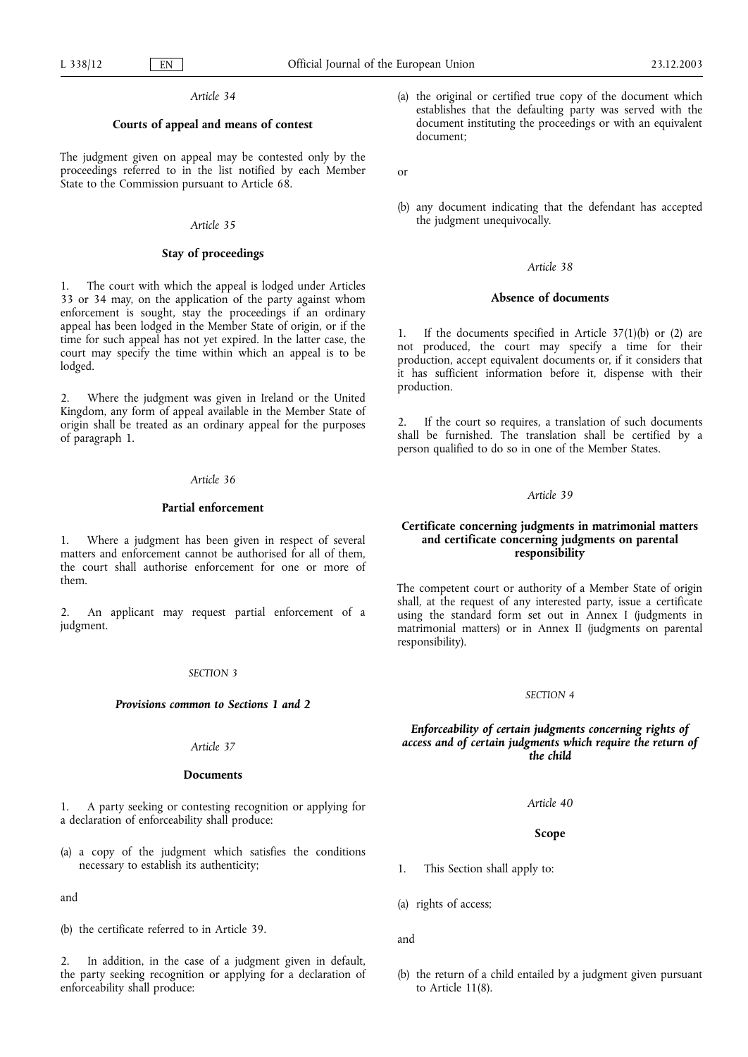*Article 34*

**Courts of appeal and means of contest**

The judgment given on appeal may be contested only by the proceedings referred to in the list notified by each Member State to the Commission pursuant to Article 68.

*Article 35*

**Stay of proceedings**

1. The court with which the appeal is lodged under Articles 33 or 34 may, on the application of the party against whom enforcement is sought, stay the proceedings if an ordinary appeal has been lodged in the Member State of origin, or if the time for such appeal has not yet expired. In the latter case, the court may specify the time within which an appeal is to be lodged.

2. Where the judgment was given in Ireland or the United Kingdom, any form of appeal available in the Member State of origin shall be treated as an ordinary appeal for the purposes of paragraph 1.

*Article 36*

**Partial enforcement**

1. Where a judgment has been given in respect of several matters and enforcement cannot be authorised for all of them, the court shall authorise enforcement for one or more of them.

2. An applicant may request partial enforcement of a judgment.

SECTION 3

***Provisions common to Sections 1 and 2***

*Article 37*

**Documents**

1. A party seeking or contesting recognition or applying for a declaration of enforceability shall produce:

(a) a copy of the judgment which satisfies the conditions necessary to establish its authenticity;

and

(b) the certificate referred to in Article 39.

2. In addition, in the case of a judgment given in default, the party seeking recognition or applying for a declaration of enforceability shall produce:

(a) the original or certified true copy of the document which establishes that the defaulting party was served with the document instituting the proceedings or with an equivalent document;

or

(b) any document indicating that the defendant has accepted the judgment unequivocally.

*Article 38*

**Absence of documents**

1. If the documents specified in Article 37(1)(b) or (2) are not produced, the court may specify a time for their production, accept equivalent documents or, if it considers that it has sufficient information before it, dispense with their production.

2. If the court so requires, a translation of such documents shall be furnished. The translation shall be certified by a person qualified to do so in one of the Member States.

*Article 39*

**Certificate concerning judgments in matrimonial matters and certificate concerning judgments on parental responsibility**

The competent court or authority of a Member State of origin shall, at the request of any interested party, issue a certificate using the standard form set out in Annex I (judgments in matrimonial matters) or in Annex II (judgments on parental responsibility).

SECTION 4

***Enforceability of certain judgments concerning rights of access and of certain judgments which require the return of the child***

*Article 40*

**Scope**

1. This Section shall apply to:

(a) rights of access;

and

(b) the return of a child entailed by a judgment given pursuant to Article 11(8).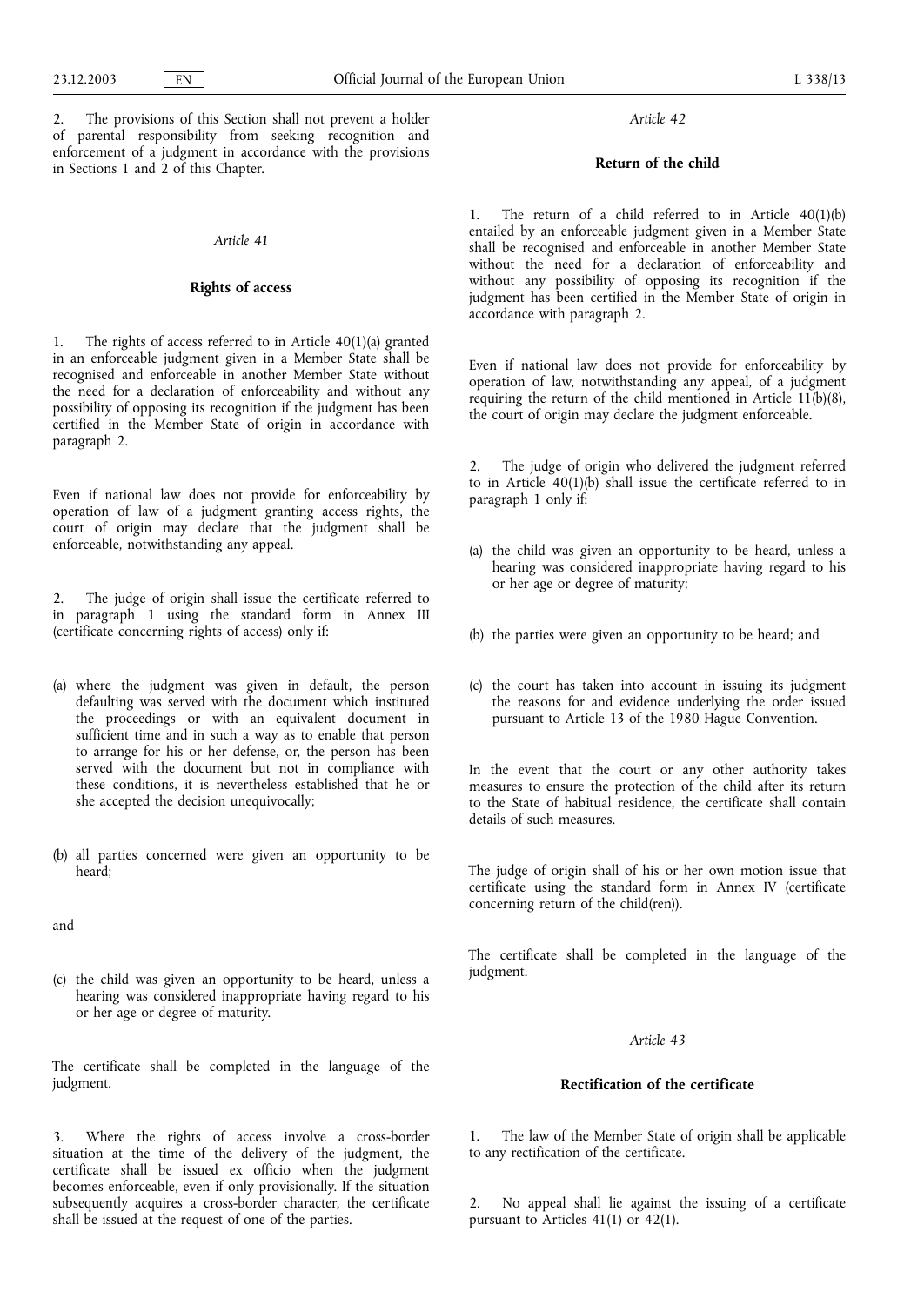2. The provisions of this Section shall not prevent a holder of parental responsibility from seeking recognition and enforcement of a judgment in accordance with the provisions in Sections 1 and 2 of this Chapter.

*Article 41*

**Rights of access**

1. The rights of access referred to in Article 40(1)(a) granted in an enforceable judgment given in a Member State shall be recognised and enforceable in another Member State without the need for a declaration of enforceability and without any possibility of opposing its recognition if the judgment has been certified in the Member State of origin in accordance with paragraph 2.

Even if national law does not provide for enforceability by operation of law of a judgment granting access rights, the court of origin may declare that the judgment shall be enforceable, notwithstanding any appeal.

2. The judge of origin shall issue the certificate referred to in paragraph 1 using the standard form in Annex III (certificate concerning rights of access) only if:

(a) where the judgment was given in default, the person defaulting was served with the document which instituted the proceedings or with an equivalent document in sufficient time and in such a way as to enable that person to arrange for his or her defense, or, the person has been served with the document but not in compliance with these conditions, it is nevertheless established that he or she accepted the decision unequivocally;

(b) all parties concerned were given an opportunity to be heard;

and

(c) the child was given an opportunity to be heard, unless a hearing was considered inappropriate having regard to his or her age or degree of maturity.

The certificate shall be completed in the language of the judgment.

3. Where the rights of access involve a cross-border situation at the time of the delivery of the judgment, the certificate shall be issued ex officio when the judgment becomes enforceable, even if only provisionally. If the situation subsequently acquires a cross-border character, the certificate shall be issued at the request of one of the parties.

*Article 42*

**Return of the child**

1. The return of a child referred to in Article 40(1)(b) entailed by an enforceable judgment given in a Member State shall be recognised and enforceable in another Member State without the need for a declaration of enforceability and without any possibility of opposing its recognition if the judgment has been certified in the Member State of origin in accordance with paragraph 2.

Even if national law does not provide for enforceability by operation of law, notwithstanding any appeal, of a judgment requiring the return of the child mentioned in Article 11(b)(8), the court of origin may declare the judgment enforceable.

2. The judge of origin who delivered the judgment referred to in Article 40(1)(b) shall issue the certificate referred to in paragraph 1 only if:

(a) the child was given an opportunity to be heard, unless a hearing was considered inappropriate having regard to his or her age or degree of maturity;

(b) the parties were given an opportunity to be heard; and

(c) the court has taken into account in issuing its judgment the reasons for and evidence underlying the order issued pursuant to Article 13 of the 1980 Hague Convention.

In the event that the court or any other authority takes measures to ensure the protection of the child after its return to the State of habitual residence, the certificate shall contain details of such measures.

The judge of origin shall of his or her own motion issue that certificate using the standard form in Annex IV (certificate concerning return of the child(ren)).

The certificate shall be completed in the language of the judgment.

*Article 43*

**Rectification of the certificate**

1. The law of the Member State of origin shall be applicable to any rectification of the certificate.

2. No appeal shall lie against the issuing of a certificate pursuant to Articles 41(1) or 42(1).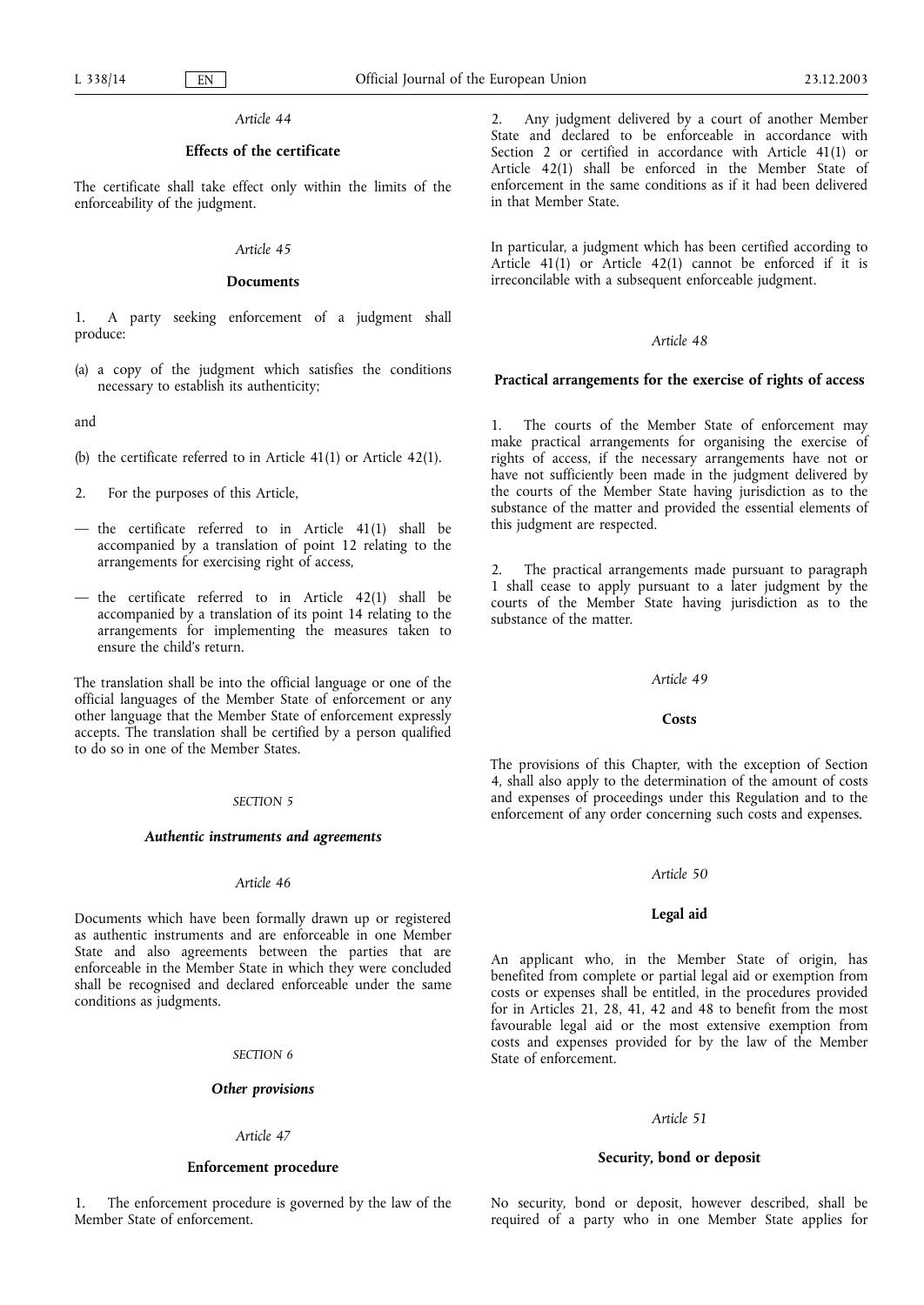*Article 44*

**Effects of the certificate**

The certificate shall take effect only within the limits of the enforceability of the judgment.

*Article 45*

**Documents**

1. A party seeking enforcement of a judgment shall produce:

(a) a copy of the judgment which satisfies the conditions necessary to establish its authenticity;

and

(b) the certificate referred to in Article 41(1) or Article 42(1).

2. For the purposes of this Article,

— the certificate referred to in Article 41(1) shall be accompanied by a translation of point 12 relating to the arrangements for exercising right of access,

— the certificate referred to in Article 42(1) shall be accompanied by a translation of its point 14 relating to the arrangements for implementing the measures taken to ensure the child's return.

The translation shall be into the official language or one of the official languages of the Member State of enforcement or any other language that the Member State of enforcement expressly accepts. The translation shall be certified by a person qualified to do so in one of the Member States.

SECTION 5

***Authentic instruments and agreements***

*Article 46*

Documents which have been formally drawn up or registered as authentic instruments and are enforceable in one Member State and also agreements between the parties that are enforceable in the Member State in which they were concluded shall be recognised and declared enforceable under the same conditions as judgments.

SECTION 6

***Other provisions***

*Article 47*

**Enforcement procedure**

1. The enforcement procedure is governed by the law of the Member State of enforcement.

2. Any judgment delivered by a court of another Member State and declared to be enforceable in accordance with Section 2 or certified in accordance with Article 41(1) or Article 42(1) shall be enforced in the Member State of enforcement in the same conditions as if it had been delivered in that Member State.

In particular, a judgment which has been certified according to Article 41(1) or Article 42(1) cannot be enforced if it is irreconcilable with a subsequent enforceable judgment.

*Article 48*

**Practical arrangements for the exercise of rights of access**

1. The courts of the Member State of enforcement may make practical arrangements for organising the exercise of rights of access, if the necessary arrangements have not or have not sufficiently been made in the judgment delivered by the courts of the Member State having jurisdiction as to the substance of the matter and provided the essential elements of this judgment are respected.

2. The practical arrangements made pursuant to paragraph 1 shall cease to apply pursuant to a later judgment by the courts of the Member State having jurisdiction as to the substance of the matter.

*Article 49*

**Costs**

The provisions of this Chapter, with the exception of Section 4, shall also apply to the determination of the amount of costs and expenses of proceedings under this Regulation and to the enforcement of any order concerning such costs and expenses.

*Article 50*

**Legal aid**

An applicant who, in the Member State of origin, has benefited from complete or partial legal aid or exemption from costs or expenses shall be entitled, in the procedures provided for in Articles 21, 28, 41, 42 and 48 to benefit from the most favourable legal aid or the most extensive exemption from costs and expenses provided for by the law of the Member State of enforcement.

*Article 51*

**Security, bond or deposit**

No security, bond or deposit, however described, shall be required of a party who in one Member State applies for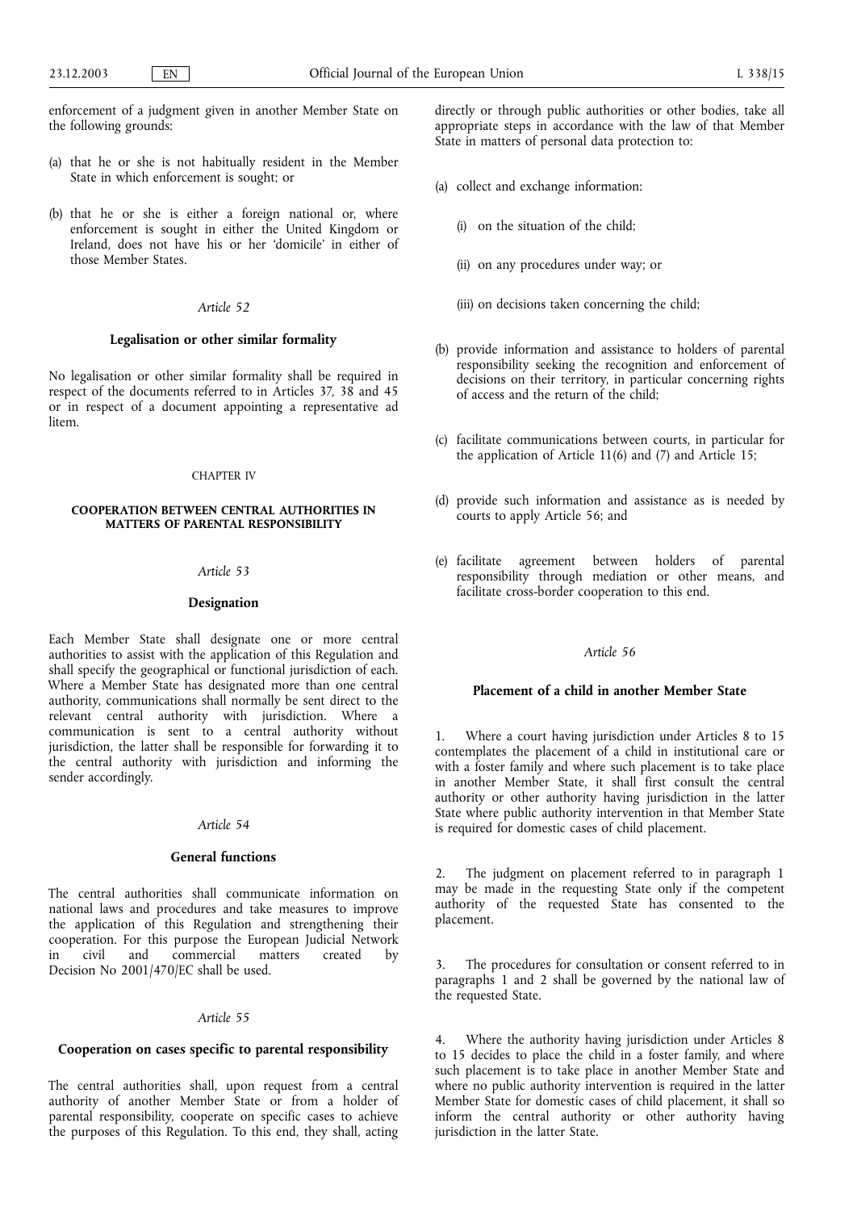enforcement of a judgment given in another Member State on the following grounds:

(a) that he or she is not habitually resident in the Member State in which enforcement is sought; or

(b) that he or she is either a foreign national or, where enforcement is sought in either the United Kingdom or Ireland, does not have his or her 'domicile' in either of those Member States.

*Article 52*

**Legalisation or other similar formality**

No legalisation or other similar formality shall be required in respect of the documents referred to in Articles 37, 38 and 45 or in respect of a document appointing a representative ad litem.

CHAPTER IV

**COOPERATION BETWEEN CENTRAL AUTHORITIES IN MATTERS OF PARENTAL RESPONSIBILITY**

*Article 53*

**Designation**

Each Member State shall designate one or more central authorities to assist with the application of this Regulation and shall specify the geographical or functional jurisdiction of each. Where a Member State has designated more than one central authority, communications shall normally be sent direct to the relevant central authority with jurisdiction. Where a communication is sent to a central authority without jurisdiction, the latter shall be responsible for forwarding it to the central authority with jurisdiction and informing the sender accordingly.

*Article 54*

**General functions**

The central authorities shall communicate information on national laws and procedures and take measures to improve the application of this Regulation and strengthening their cooperation. For this purpose the European Judicial Network in civil and commercial matters created by Decision No 2001/470/EC shall be used.

*Article 55*

**Cooperation on cases specific to parental responsibility**

The central authorities shall, upon request from a central authority of another Member State or from a holder of parental responsibility, cooperate on specific cases to achieve the purposes of this Regulation. To this end, they shall, acting directly or through public authorities or other bodies, take all appropriate steps in accordance with the law of that Member State in matters of personal data protection to:

(a) collect and exchange information:

 (i) on the situation of the child;

 (ii) on any procedures under way; or

 (iii) on decisions taken concerning the child;

(b) provide information and assistance to holders of parental responsibility seeking the recognition and enforcement of decisions on their territory, in particular concerning rights of access and the return of the child;

(c) facilitate communications between courts, in particular for the application of Article 11(6) and (7) and Article 15;

(d) provide such information and assistance as is needed by courts to apply Article 56; and

(e) facilitate agreement between holders of parental responsibility through mediation or other means, and facilitate cross-border cooperation to this end.

*Article 56*

**Placement of a child in another Member State**

1. Where a court having jurisdiction under Articles 8 to 15 contemplates the placement of a child in institutional care or with a foster family and where such placement is to take place in another Member State, it shall first consult the central authority or other authority having jurisdiction in the latter State where public authority intervention in that Member State is required for domestic cases of child placement.

2. The judgment on placement referred to in paragraph 1 may be made in the requesting State only if the competent authority of the requested State has consented to the placement.

3. The procedures for consultation or consent referred to in paragraphs 1 and 2 shall be governed by the national law of the requested State.

4. Where the authority having jurisdiction under Articles 8 to 15 decides to place the child in a foster family, and where such placement is to take place in another Member State and where no public authority intervention is required in the latter Member State for domestic cases of child placement, it shall so inform the central authority or other authority having jurisdiction in the latter State.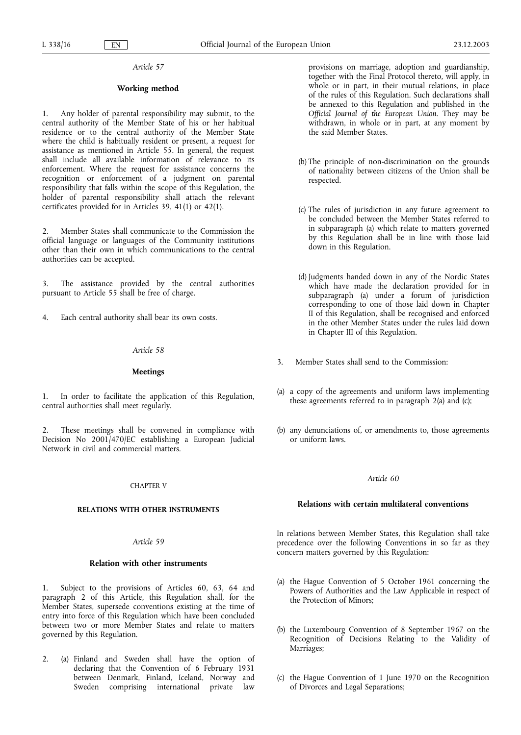*Article 57*

**Working method**

1. Any holder of parental responsibility may submit, to the central authority of the Member State of his or her habitual residence or to the central authority of the Member State where the child is habitually resident or present, a request for assistance as mentioned in Article 55. In general, the request shall include all available information of relevance to its enforcement. Where the request for assistance concerns the recognition or enforcement of a judgment on parental responsibility that falls within the scope of this Regulation, the holder of parental responsibility shall attach the relevant certificates provided for in Articles 39, 41(1) or 42(1).

2. Member States shall communicate to the Commission the official language or languages of the Community institutions other than their own in which communications to the central authorities can be accepted.

3. The assistance provided by the central authorities pursuant to Article 55 shall be free of charge.

4. Each central authority shall bear its own costs.

*Article 58*

**Meetings**

1. In order to facilitate the application of this Regulation, central authorities shall meet regularly.

2. These meetings shall be convened in compliance with Decision No 2001/470/EC establishing a European Judicial Network in civil and commercial matters.

CHAPTER V

**RELATIONS WITH OTHER INSTRUMENTS**

*Article 59*

**Relation with other instruments**

1. Subject to the provisions of Articles 60, 63, 64 and paragraph 2 of this Article, this Regulation shall, for the Member States, supersede conventions existing at the time of entry into force of this Regulation which have been concluded between two or more Member States and relate to matters governed by this Regulation.

2. (a) Finland and Sweden shall have the option of declaring that the Convention of 6 February 1931 between Denmark, Finland, Iceland, Norway and Sweden comprising international private law provisions on marriage, adoption and guardianship, together with the Final Protocol thereto, will apply, in whole or in part, in their mutual relations, in place of the rules of this Regulation. Such declarations shall be annexed to this Regulation and published in the *Official Journal of the European Union*. They may be withdrawn, in whole or in part, at any moment by the said Member States.

(b) The principle of non-discrimination on the grounds of nationality between citizens of the Union shall be respected.

(c) The rules of jurisdiction in any future agreement to be concluded between the Member States referred to in subparagraph (a) which relate to matters governed by this Regulation shall be in line with those laid down in this Regulation.

(d) Judgments handed down in any of the Nordic States which have made the declaration provided for in subparagraph (a) under a forum of jurisdiction corresponding to one of those laid down in Chapter II of this Regulation, shall be recognised and enforced in the other Member States under the rules laid down in Chapter III of this Regulation.

3. Member States shall send to the Commission:

(a) a copy of the agreements and uniform laws implementing these agreements referred to in paragraph 2(a) and (c);

(b) any denunciations of, or amendments to, those agreements or uniform laws.

*Article 60*

**Relations with certain multilateral conventions**

In relations between Member States, this Regulation shall take precedence over the following Conventions in so far as they concern matters governed by this Regulation:

(a) the Hague Convention of 5 October 1961 concerning the Powers of Authorities and the Law Applicable in respect of the Protection of Minors;

(b) the Luxembourg Convention of 8 September 1967 on the Recognition of Decisions Relating to the Validity of Marriages;

(c) the Hague Convention of 1 June 1970 on the Recognition of Divorces and Legal Separations;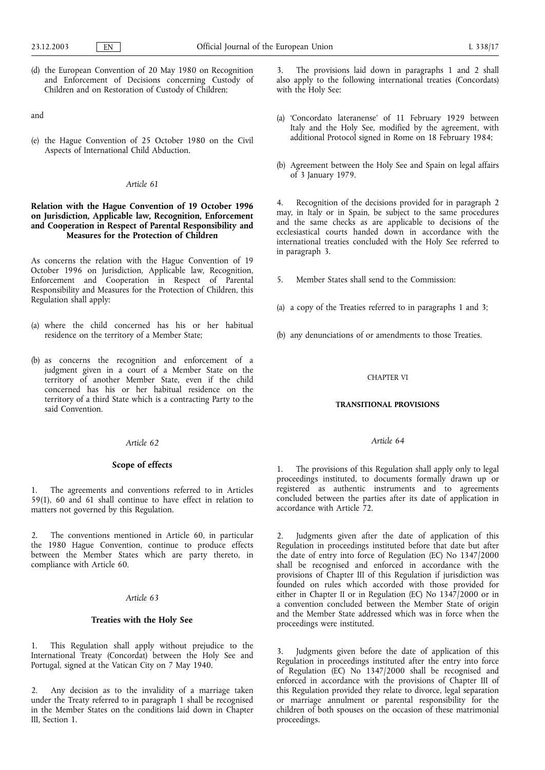(d) the European Convention of 20 May 1980 on Recognition and Enforcement of Decisions concerning Custody of Children and on Restoration of Custody of Children;

and

(e) the Hague Convention of 25 October 1980 on the Civil Aspects of International Child Abduction.

*Article 61*

**Relation with the Hague Convention of 19 October 1996 on Jurisdiction, Applicable law, Recognition, Enforcement and Cooperation in Respect of Parental Responsibility and Measures for the Protection of Children**

As concerns the relation with the Hague Convention of 19 October 1996 on Jurisdiction, Applicable law, Recognition, Enforcement and Cooperation in Respect of Parental Responsibility and Measures for the Protection of Children, this Regulation shall apply:

(a) where the child concerned has his or her habitual residence on the territory of a Member State;

(b) as concerns the recognition and enforcement of a judgment given in a court of a Member State on the territory of another Member State, even if the child concerned has his or her habitual residence on the territory of a third State which is a contracting Party to the said Convention.

*Article 62*

**Scope of effects**

1. The agreements and conventions referred to in Articles 59(1), 60 and 61 shall continue to have effect in relation to matters not governed by this Regulation.

2. The conventions mentioned in Article 60, in particular the 1980 Hague Convention, continue to produce effects between the Member States which are party thereto, in compliance with Article 60.

*Article 63*

**Treaties with the Holy See**

1. This Regulation shall apply without prejudice to the International Treaty (Concordat) between the Holy See and Portugal, signed at the Vatican City on 7 May 1940.

2. Any decision as to the invalidity of a marriage taken under the Treaty referred to in paragraph 1 shall be recognised in the Member States on the conditions laid down in Chapter III, Section 1.

3. The provisions laid down in paragraphs 1 and 2 shall also apply to the following international treaties (Concordats) with the Holy See:

(a) 'Concordato lateranense' of 11 February 1929 between Italy and the Holy See, modified by the agreement, with additional Protocol signed in Rome on 18 February 1984;

(b) Agreement between the Holy See and Spain on legal affairs of 3 January 1979.

4. Recognition of the decisions provided for in paragraph 2 may, in Italy or in Spain, be subject to the same procedures and the same checks as are applicable to decisions of the ecclesiastical courts handed down in accordance with the international treaties concluded with the Holy See referred to in paragraph 3.

5. Member States shall send to the Commission:

(a) a copy of the Treaties referred to in paragraphs 1 and 3;

(b) any denunciations of or amendments to those Treaties.

CHAPTER VI

**TRANSITIONAL PROVISIONS**

*Article 64*

1. The provisions of this Regulation shall apply only to legal proceedings instituted, to documents formally drawn up or registered as authentic instruments and to agreements concluded between the parties after its date of application in accordance with Article 72.

2. Judgments given after the date of application of this Regulation in proceedings instituted before that date but after the date of entry into force of Regulation (EC) No 1347/2000 shall be recognised and enforced in accordance with the provisions of Chapter III of this Regulation if jurisdiction was founded on rules which accorded with those provided for either in Chapter II or in Regulation (EC) No 1347/2000 or in a convention concluded between the Member State of origin and the Member State addressed which was in force when the proceedings were instituted.

3. Judgments given before the date of application of this Regulation in proceedings instituted after the entry into force of Regulation (EC) No 1347/2000 shall be recognised and enforced in accordance with the provisions of Chapter III of this Regulation provided they relate to divorce, legal separation or marriage annulment or parental responsibility for the children of both spouses on the occasion of these matrimonial proceedings.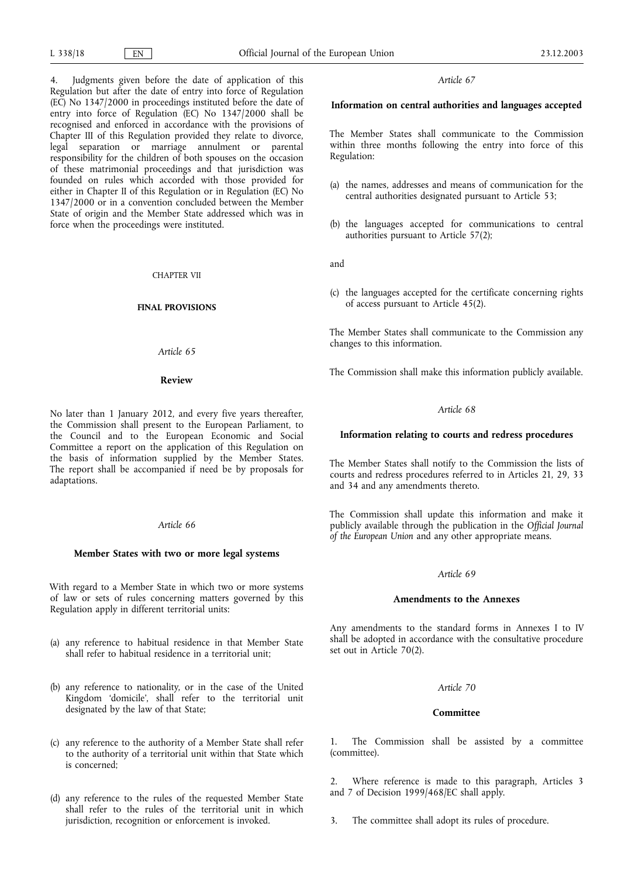4. Judgments given before the date of application of this Regulation but after the date of entry into force of Regulation (EC) No 1347/2000 in proceedings instituted before the date of entry into force of Regulation (EC) No 1347/2000 shall be recognised and enforced in accordance with the provisions of Chapter III of this Regulation provided they relate to divorce, legal separation or marriage annulment or parental responsibility for the children of both spouses on the occasion of these matrimonial proceedings and that jurisdiction was founded on rules which accorded with those provided for either in Chapter II of this Regulation or in Regulation (EC) No 1347/2000 or in a convention concluded between the Member State of origin and the Member State addressed which was in force when the proceedings were instituted.

## CHAPTER VII

## FINAL PROVISIONS

*Article 65*

### Review

No later than 1 January 2012, and every five years thereafter, the Commission shall present to the European Parliament, to the Council and to the European Economic and Social Committee a report on the application of this Regulation on the basis of information supplied by the Member States. The report shall be accompanied if need be by proposals for adaptations.

*Article 66*

### Member States with two or more legal systems

With regard to a Member State in which two or more systems of law or sets of rules concerning matters governed by this Regulation apply in different territorial units:

(a) any reference to habitual residence in that Member State shall refer to habitual residence in a territorial unit;

(b) any reference to nationality, or in the case of the United Kingdom 'domicile', shall refer to the territorial unit designated by the law of that State;

(c) any reference to the authority of a Member State shall refer to the authority of a territorial unit within that State which is concerned;

(d) any reference to the rules of the requested Member State shall refer to the rules of the territorial unit in which jurisdiction, recognition or enforcement is invoked.

*Article 67*

### Information on central authorities and languages accepted

The Member States shall communicate to the Commission within three months following the entry into force of this Regulation:

(a) the names, addresses and means of communication for the central authorities designated pursuant to Article 53;

(b) the languages accepted for communications to central authorities pursuant to Article 57(2);

and

(c) the languages accepted for the certificate concerning rights of access pursuant to Article 45(2).

The Member States shall communicate to the Commission any changes to this information.

The Commission shall make this information publicly available.

*Article 68*

### Information relating to courts and redress procedures

The Member States shall notify to the Commission the lists of courts and redress procedures referred to in Articles 21, 29, 33 and 34 and any amendments thereto.

The Commission shall update this information and make it publicly available through the publication in the *Official Journal of the European Union* and any other appropriate means.

*Article 69*

### Amendments to the Annexes

Any amendments to the standard forms in Annexes I to IV shall be adopted in accordance with the consultative procedure set out in Article 70(2).

*Article 70*

### Committee

1. The Commission shall be assisted by a committee (committee).

2. Where reference is made to this paragraph, Articles 3 and 7 of Decision 1999/468/EC shall apply.

3. The committee shall adopt its rules of procedure.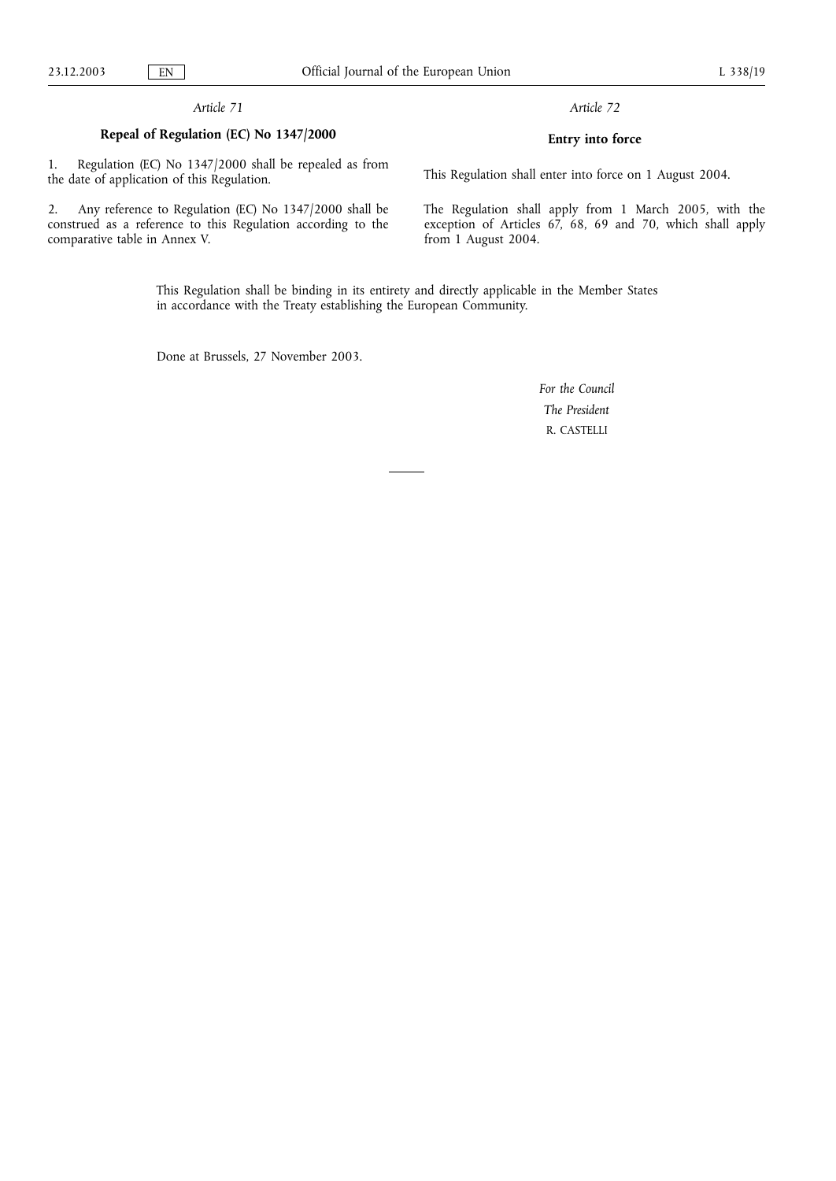*Article 71*

**Repeal of Regulation (EC) No 1347/2000**

1. Regulation (EC) No 1347/2000 shall be repealed as from the date of application of this Regulation.

2. Any reference to Regulation (EC) No 1347/2000 shall be construed as a reference to this Regulation according to the comparative table in Annex V.

*Article 72*

**Entry into force**

This Regulation shall enter into force on 1 August 2004.

The Regulation shall apply from 1 March 2005, with the exception of Articles 67, 68, 69 and 70, which shall apply from 1 August 2004.

This Regulation shall be binding in its entirety and directly applicable in the Member States in accordance with the Treaty establishing the European Community.

Done at Brussels, 27 November 2003.

*For the Council*

*The President*

R. CASTELLI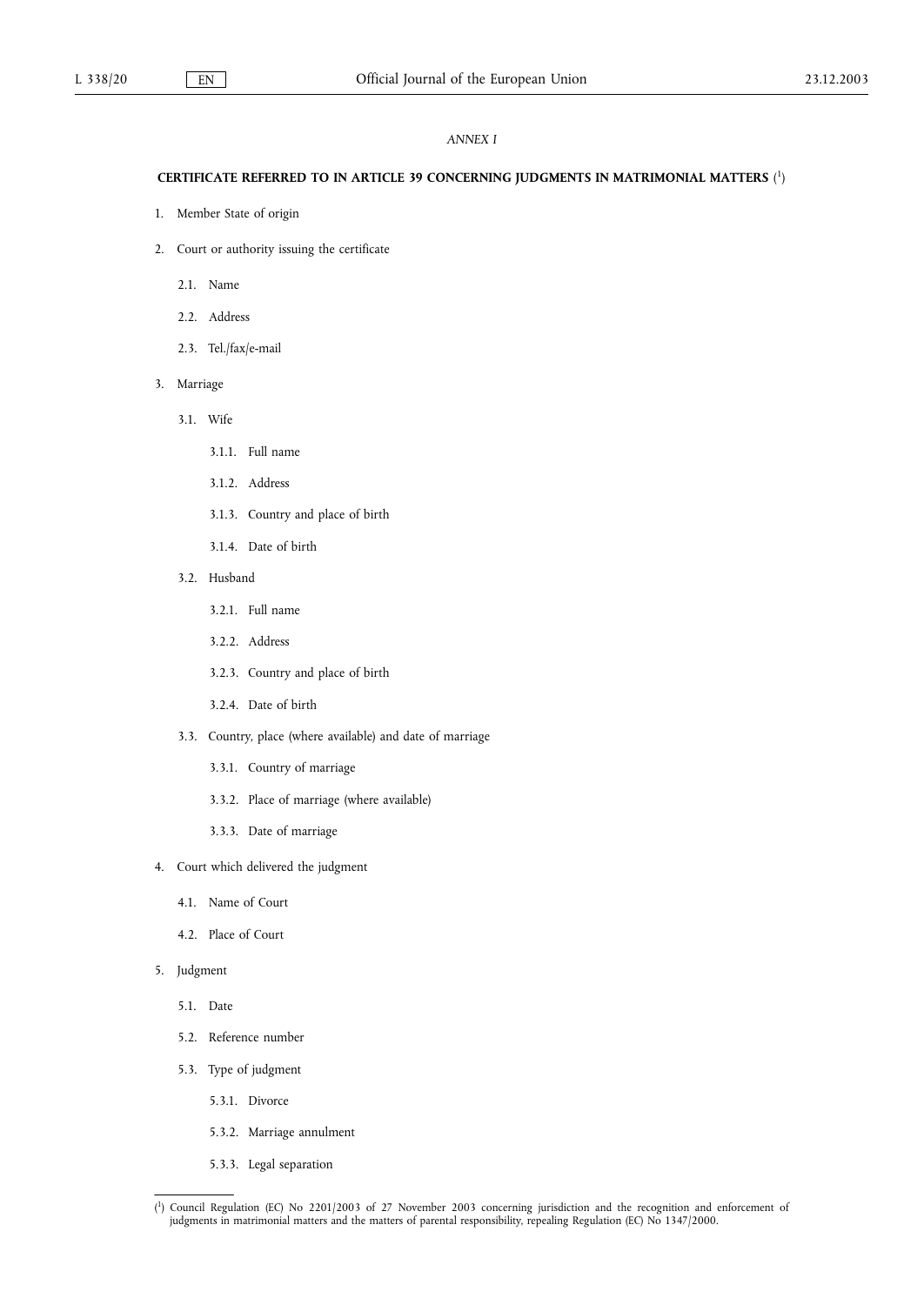*ANNEX I*

**CERTIFICATE REFERRED TO IN ARTICLE 39 CONCERNING JUDGMENTS IN MATRIMONIAL MATTERS** (1)

1. Member State of origin

2. Court or authority issuing the certificate

   2.1. Name

   2.2. Address

   2.3. Tel./fax/e-mail

3. Marriage

   3.1. Wife

      3.1.1. Full name

      3.1.2. Address

      3.1.3. Country and place of birth

      3.1.4. Date of birth

   3.2. Husband

      3.2.1. Full name

      3.2.2. Address

      3.2.3. Country and place of birth

      3.2.4. Date of birth

   3.3. Country, place (where available) and date of marriage

      3.3.1. Country of marriage

      3.3.2. Place of marriage (where available)

      3.3.3. Date of marriage

4. Court which delivered the judgment

   4.1. Name of Court

   4.2. Place of Court

5. Judgment

   5.1. Date

   5.2. Reference number

   5.3. Type of judgment

      5.3.1. Divorce

      5.3.2. Marriage annulment

      5.3.3. Legal separation

---

(1) Council Regulation (EC) No 2201/2003 of 27 November 2003 concerning jurisdiction and the recognition and enforcement of judgments in matrimonial matters and the matters of parental responsibility, repealing Regulation (EC) No 1347/2000.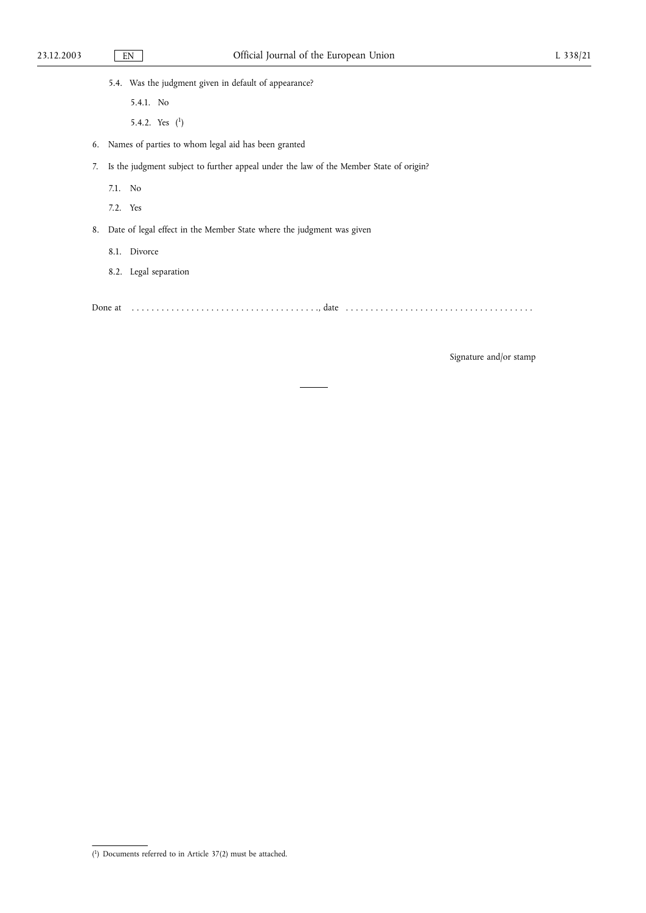5.4. Was the judgment given in default of appearance?

5.4.1. No

5.4.2. Yes [1]

6. Names of parties to whom legal aid has been granted

7. Is the judgment subject to further appeal under the law of the Member State of origin?

7.1. No

7.2. Yes

8. Date of legal effect in the Member State where the judgment was given

8.1. Divorce

8.2. Legal separation

Done at ........................................, date ........................................

Signature and/or stamp

---

[1] Documents referred to in Article 37(2) must be attached.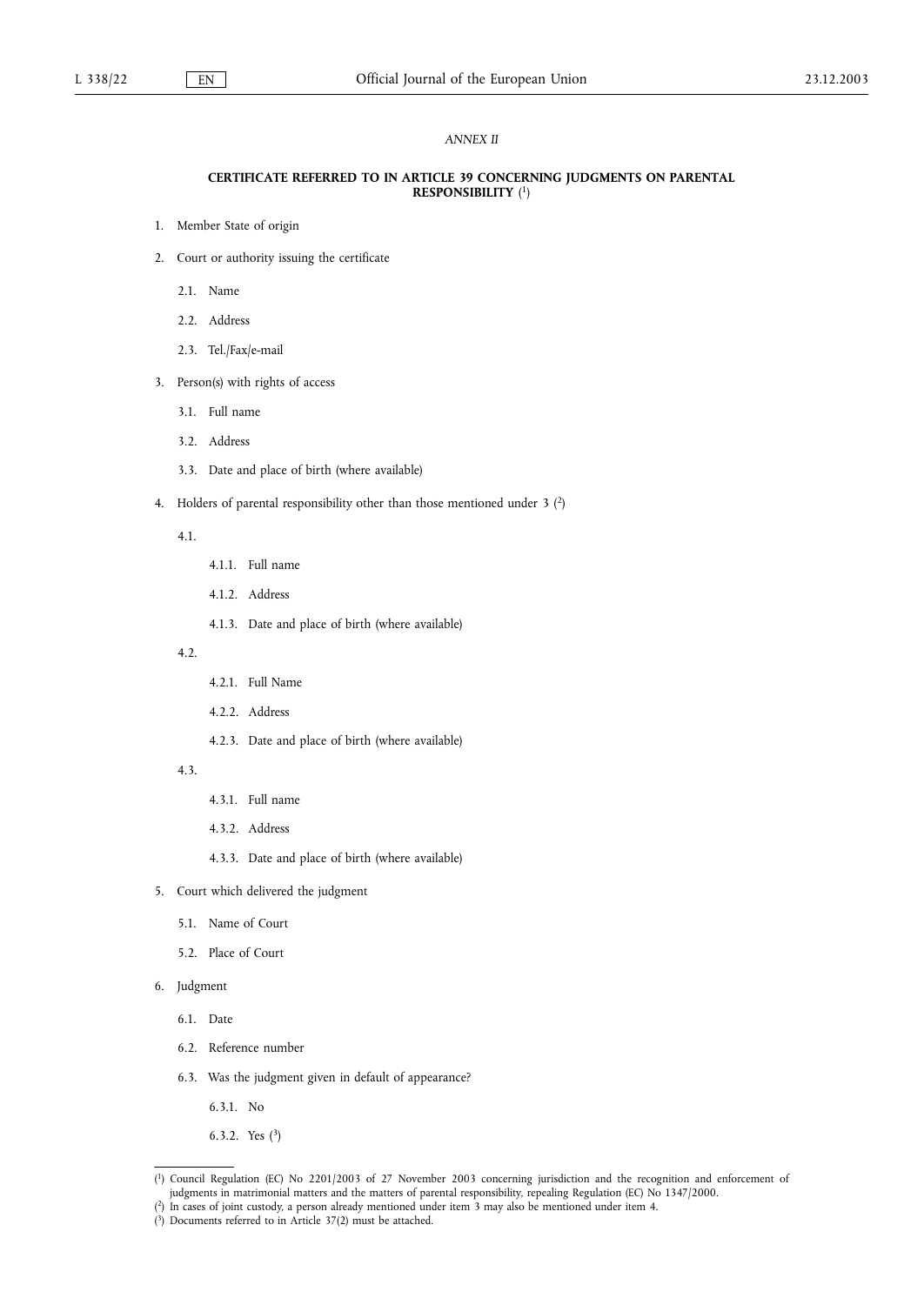*ANNEX II*

**CERTIFICATE REFERRED TO IN ARTICLE 39 CONCERNING JUDGMENTS ON PARENTAL RESPONSIBILITY** ([1])

1. Member State of origin

2. Court or authority issuing the certificate

   2.1. Name

   2.2. Address

   2.3. Tel./Fax/e-mail

3. Person(s) with rights of access

   3.1. Full name

   3.2. Address

   3.3. Date and place of birth (where available)

4. Holders of parental responsibility other than those mentioned under 3 ([2])

   4.1.

      4.1.1. Full name

      4.1.2. Address

      4.1.3. Date and place of birth (where available)

   4.2.

      4.2.1. Full Name

      4.2.2. Address

      4.2.3. Date and place of birth (where available)

   4.3.

      4.3.1. Full name

      4.3.2. Address

      4.3.3. Date and place of birth (where available)

5. Court which delivered the judgment

   5.1. Name of Court

   5.2. Place of Court

6. Judgment

   6.1. Date

   6.2. Reference number

   6.3. Was the judgment given in default of appearance?

      6.3.1. No

      6.3.2. Yes ([3])

---

([1]) Council Regulation (EC) No 2201/2003 of 27 November 2003 concerning jurisdiction and the recognition and enforcement of judgments in matrimonial matters and the matters of parental responsibility, repealing Regulation (EC) No 1347/2000.

([2]) In cases of joint custody, a person already mentioned under item 3 may also be mentioned under item 4.

([3]) Documents referred to in Article 37(2) must be attached.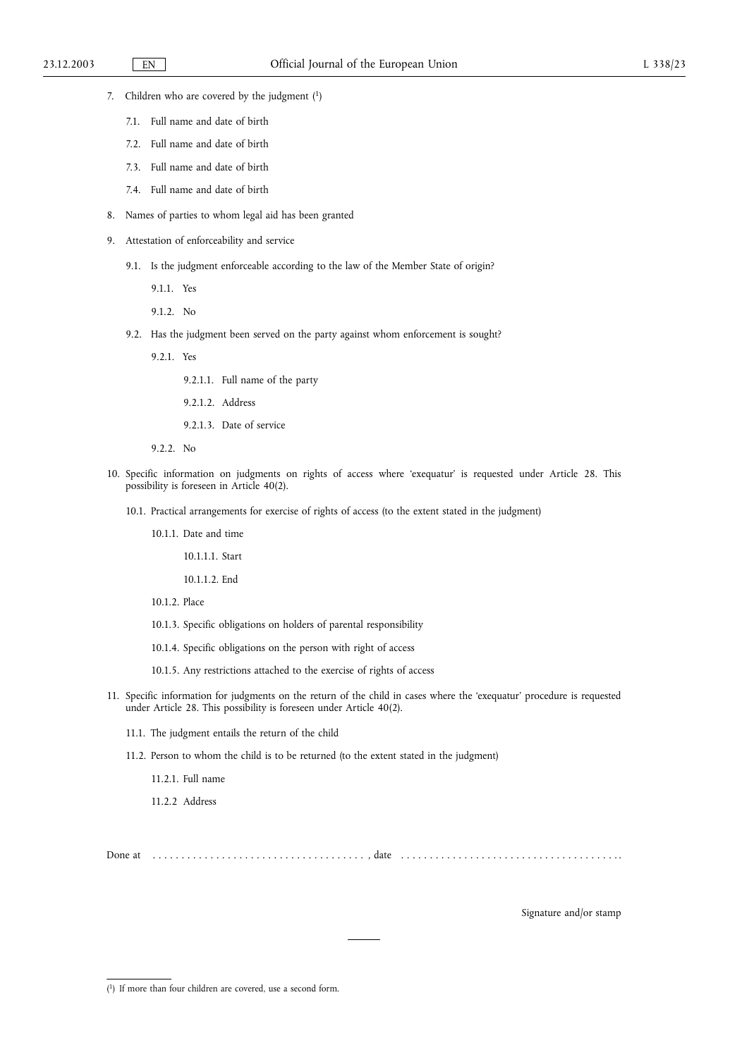7. Children who are covered by the judgment [1]

   7.1. Full name and date of birth

   7.2. Full name and date of birth

   7.3. Full name and date of birth

   7.4. Full name and date of birth

8. Names of parties to whom legal aid has been granted

9. Attestation of enforceability and service

   9.1. Is the judgment enforceable according to the law of the Member State of origin?

      9.1.1. Yes

      9.1.2. No

   9.2. Has the judgment been served on the party against whom enforcement is sought?

      9.2.1. Yes

         9.2.1.1. Full name of the party

         9.2.1.2. Address

         9.2.1.3. Date of service

      9.2.2. No

10. Specific information on judgments on rights of access where 'exequatur' is requested under Article 28. This possibility is foreseen in Article 40(2).

   10.1. Practical arrangements for exercise of rights of access (to the extent stated in the judgment)

      10.1.1. Date and time

         10.1.1.1. Start

         10.1.1.2. End

      10.1.2. Place

      10.1.3. Specific obligations on holders of parental responsibility

      10.1.4. Specific obligations on the person with right of access

      10.1.5. Any restrictions attached to the exercise of rights of access

11. Specific information for judgments on the return of the child in cases where the 'exequatur' procedure is requested under Article 28. This possibility is foreseen under Article 40(2).

   11.1. The judgment entails the return of the child

   11.2. Person to whom the child is to be returned (to the extent stated in the judgment)

      11.2.1. Full name

      11.2.2 Address

Done at ....................................., date .......................................

Signature and/or stamp

---

[1] If more than four children are covered, use a second form.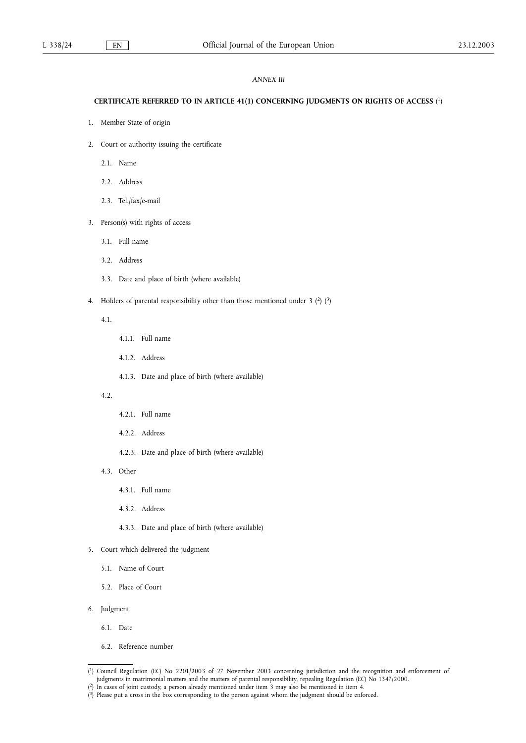*ANNEX III*

## CERTIFICATE REFERRED TO IN ARTICLE 41(1) CONCERNING JUDGMENTS ON RIGHTS OF ACCESS [1]

1. Member State of origin

2. Court or authority issuing the certificate

   2.1. Name

   2.2. Address

   2.3. Tel./fax/e-mail

3. Person(s) with rights of access

   3.1. Full name

   3.2. Address

   3.3. Date and place of birth (where available)

4. Holders of parental responsibility other than those mentioned under 3 [2] [3]

   4.1.

      4.1.1. Full name

      4.1.2. Address

      4.1.3. Date and place of birth (where available)

   4.2.

      4.2.1. Full name

      4.2.2. Address

      4.2.3. Date and place of birth (where available)

   4.3. Other

      4.3.1. Full name

      4.3.2. Address

      4.3.3. Date and place of birth (where available)

5. Court which delivered the judgment

   5.1. Name of Court

   5.2. Place of Court

6. Judgment

   6.1. Date

   6.2. Reference number

---

[1] Council Regulation (EC) No 2201/2003 of 27 November 2003 concerning jurisdiction and the recognition and enforcement of judgments in matrimonial matters and the matters of parental responsibility, repealing Regulation (EC) No 1347/2000.

[2] In cases of joint custody, a person already mentioned under item 3 may also be mentioned in item 4.

[3] Please put a cross in the box corresponding to the person against whom the judgment should be enforced.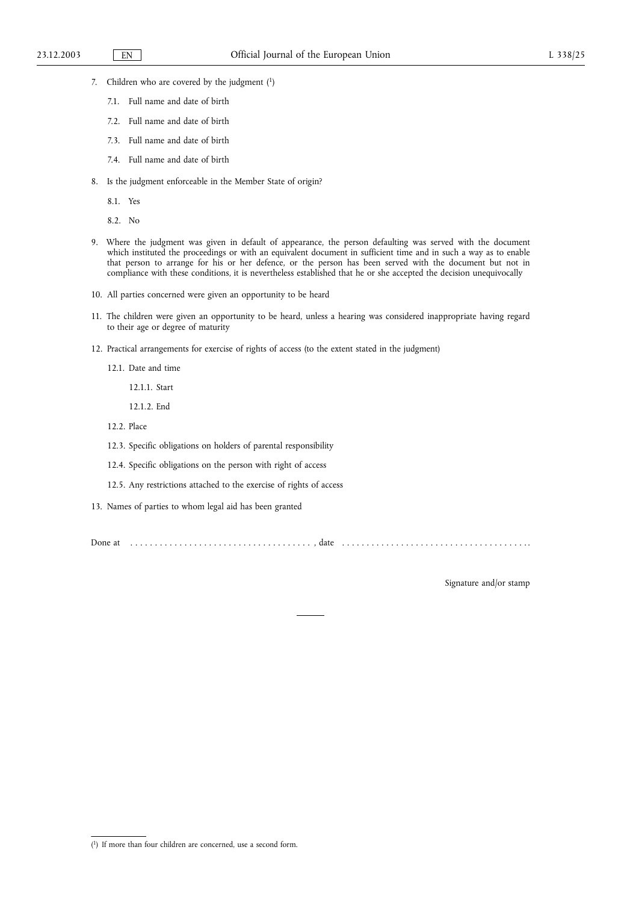7. Children who are covered by the judgment [1]

   7.1. Full name and date of birth

   7.2. Full name and date of birth

   7.3. Full name and date of birth

   7.4. Full name and date of birth

8. Is the judgment enforceable in the Member State of origin?

   8.1. Yes

   8.2. No

9. Where the judgment was given in default of appearance, the person defaulting was served with the document which instituted the proceedings or with an equivalent document in sufficient time and in such a way as to enable that person to arrange for his or her defence, or the person has been served with the document but not in compliance with these conditions, it is nevertheless established that he or she accepted the decision unequivocally

10. All parties concerned were given an opportunity to be heard

11. The children were given an opportunity to be heard, unless a hearing was considered inappropriate having regard to their age or degree of maturity

12. Practical arrangements for exercise of rights of access (to the extent stated in the judgment)

    12.1. Date and time

       12.1.1. Start

       12.1.2. End

    12.2. Place

    12.3. Specific obligations on holders of parental responsibility

    12.4. Specific obligations on the person with right of access

    12.5. Any restrictions attached to the exercise of rights of access

13. Names of parties to whom legal aid has been granted

Done at ....................................., date .......................................

Signature and/or stamp

---

[1] If more than four children are concerned, use a second form.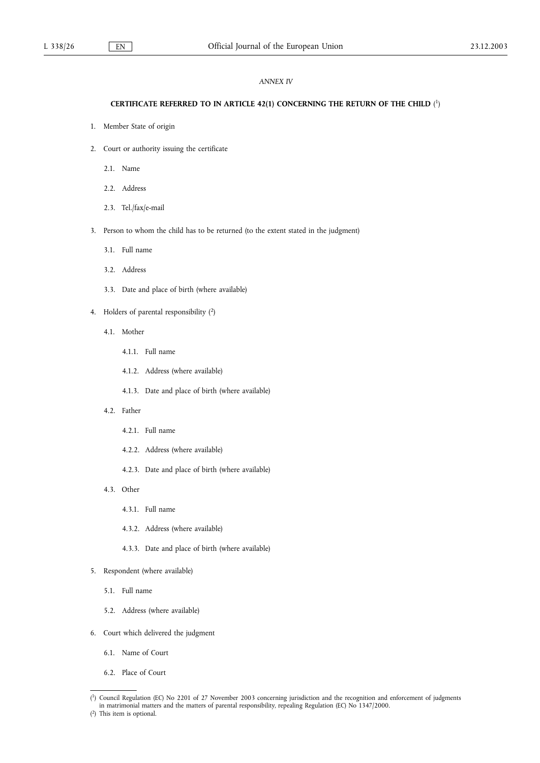*ANNEX IV*

**CERTIFICATE REFERRED TO IN ARTICLE 42(1) CONCERNING THE RETURN OF THE CHILD** [1]

1. Member State of origin

2. Court or authority issuing the certificate

   2.1. Name

   2.2. Address

   2.3. Tel./fax/e-mail

3. Person to whom the child has to be returned (to the extent stated in the judgment)

   3.1. Full name

   3.2. Address

   3.3. Date and place of birth (where available)

4. Holders of parental responsibility [2]

   4.1. Mother

      4.1.1. Full name

      4.1.2. Address (where available)

      4.1.3. Date and place of birth (where available)

   4.2. Father

      4.2.1. Full name

      4.2.2. Address (where available)

      4.2.3. Date and place of birth (where available)

   4.3. Other

      4.3.1. Full name

      4.3.2. Address (where available)

      4.3.3. Date and place of birth (where available)

5. Respondent (where available)

   5.1. Full name

   5.2. Address (where available)

6. Court which delivered the judgment

   6.1. Name of Court

   6.2. Place of Court

---

[1] Council Regulation (EC) No 2201 of 27 November 2003 concerning jurisdiction and the recognition and enforcement of judgments in matrimonial matters and the matters of parental responsibility, repealing Regulation (EC) No 1347/2000.

[2] This item is optional.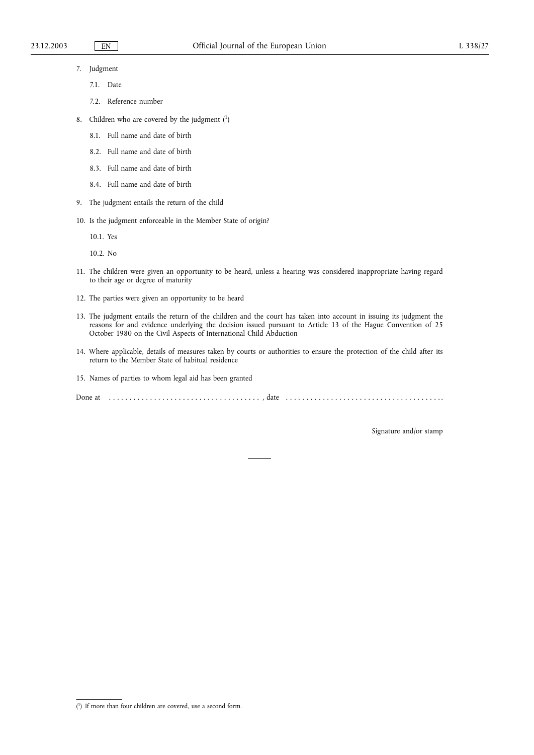7. Judgment

   7.1. Date

   7.2. Reference number

8. Children who are covered by the judgment [1]

   8.1. Full name and date of birth

   8.2. Full name and date of birth

   8.3. Full name and date of birth

   8.4. Full name and date of birth

9. The judgment entails the return of the child

10. Is the judgment enforceable in the Member State of origin?

    10.1. Yes

    10.2. No

11. The children were given an opportunity to be heard, unless a hearing was considered inappropriate having regard to their age or degree of maturity

12. The parties were given an opportunity to be heard

13. The judgment entails the return of the children and the court has taken into account in issuing its judgment the reasons for and evidence underlying the decision issued pursuant to Article 13 of the Hague Convention of 25 October 1980 on the Civil Aspects of International Child Abduction

14. Where applicable, details of measures taken by courts or authorities to ensure the protection of the child after its return to the Member State of habitual residence

15. Names of parties to whom legal aid has been granted

Done at ...................................... , date ......................................

Signature and/or stamp

---

[1] If more than four children are covered, use a second form.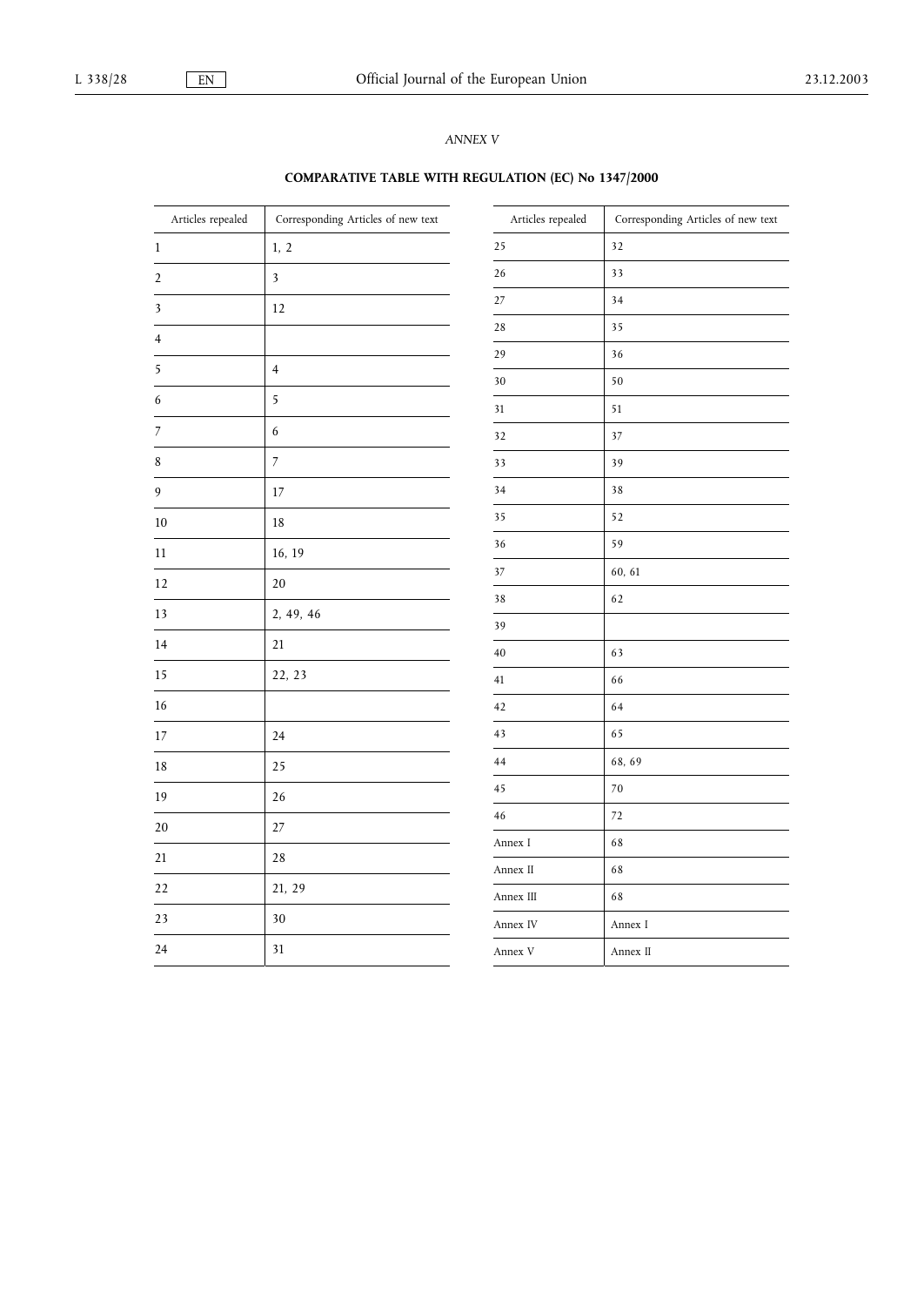*ANNEX V*

**COMPARATIVE TABLE WITH REGULATION (EC) No 1347/2000**

| Articles repealed | Corresponding Articles of new text |
|---|---|
| 1 | 1, 2 |
| 2 | 3 |
| 3 | 12 |
| 4 | |
| 5 | 4 |
| 6 | 5 |
| 7 | 6 |
| 8 | 7 |
| 9 | 17 |
| 10 | 18 |
| 11 | 16, 19 |
| 12 | 20 |
| 13 | 2, 49, 46 |
| 14 | 21 |
| 15 | 22, 23 |
| 16 | |
| 17 | 24 |
| 18 | 25 |
| 19 | 26 |
| 20 | 27 |
| 21 | 28 |
| 22 | 21, 29 |
| 23 | 30 |
| 24 | 31 |
| 25 | 32 |
| 26 | 33 |
| 27 | 34 |
| 28 | 35 |
| 29 | 36 |
| 30 | 50 |
| 31 | 51 |
| 32 | 37 |
| 33 | 39 |
| 34 | 38 |
| 35 | 52 |
| 36 | 59 |
| 37 | 60, 61 |
| 38 | 62 |
| 39 | |
| 40 | 63 |
| 41 | 66 |
| 42 | 64 |
| 43 | 65 |
| 44 | 68, 69 |
| 45 | 70 |
| 46 | 72 |
| Annex I | 68 |
| Annex II | 68 |
| Annex III | 68 |
| Annex IV | Annex I |
| Annex V | Annex II |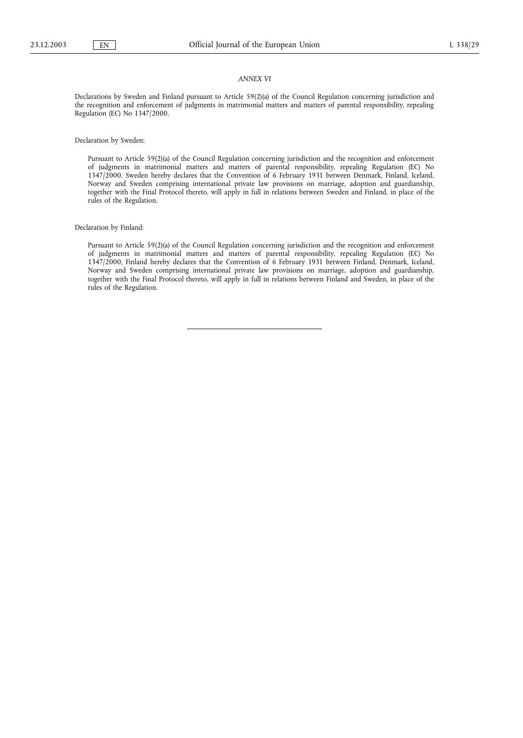*ANNEX VI*

Declarations by Sweden and Finland pursuant to Article 59(2)(a) of the Council Regulation concerning jurisdiction and the recognition and enforcement of judgments in matrimonial matters and matters of parental responsibility, repealing Regulation (EC) No 1347/2000.

Declaration by Sweden:

Pursuant to Article 59(2)(a) of the Council Regulation concerning jurisdiction and the recognition and enforcement of judgments in matrimonial matters and matters of parental responsibility, repealing Regulation (EC) No 1347/2000, Sweden hereby declares that the Convention of 6 February 1931 between Denmark, Finland, Iceland, Norway and Sweden comprising international private law provisions on marriage, adoption and guardianship, together with the Final Protocol thereto, will apply in full in relations between Sweden and Finland, in place of the rules of the Regulation.

Declaration by Finland:

Pursuant to Article 59(2)(a) of the Council Regulation concerning jurisdiction and the recognition and enforcement of judgments in matrimonial matters and matters of parental responsibility, repealing Regulation (EC) No 1347/2000, Finland hereby declares that the Convention of 6 February 1931 between Finland, Denmark, Iceland, Norway and Sweden comprising international private law provisions on marriage, adoption and guardianship, together with the Final Protocol thereto, will apply in full in relations between Finland and Sweden, in place of the rules of the Regulation.